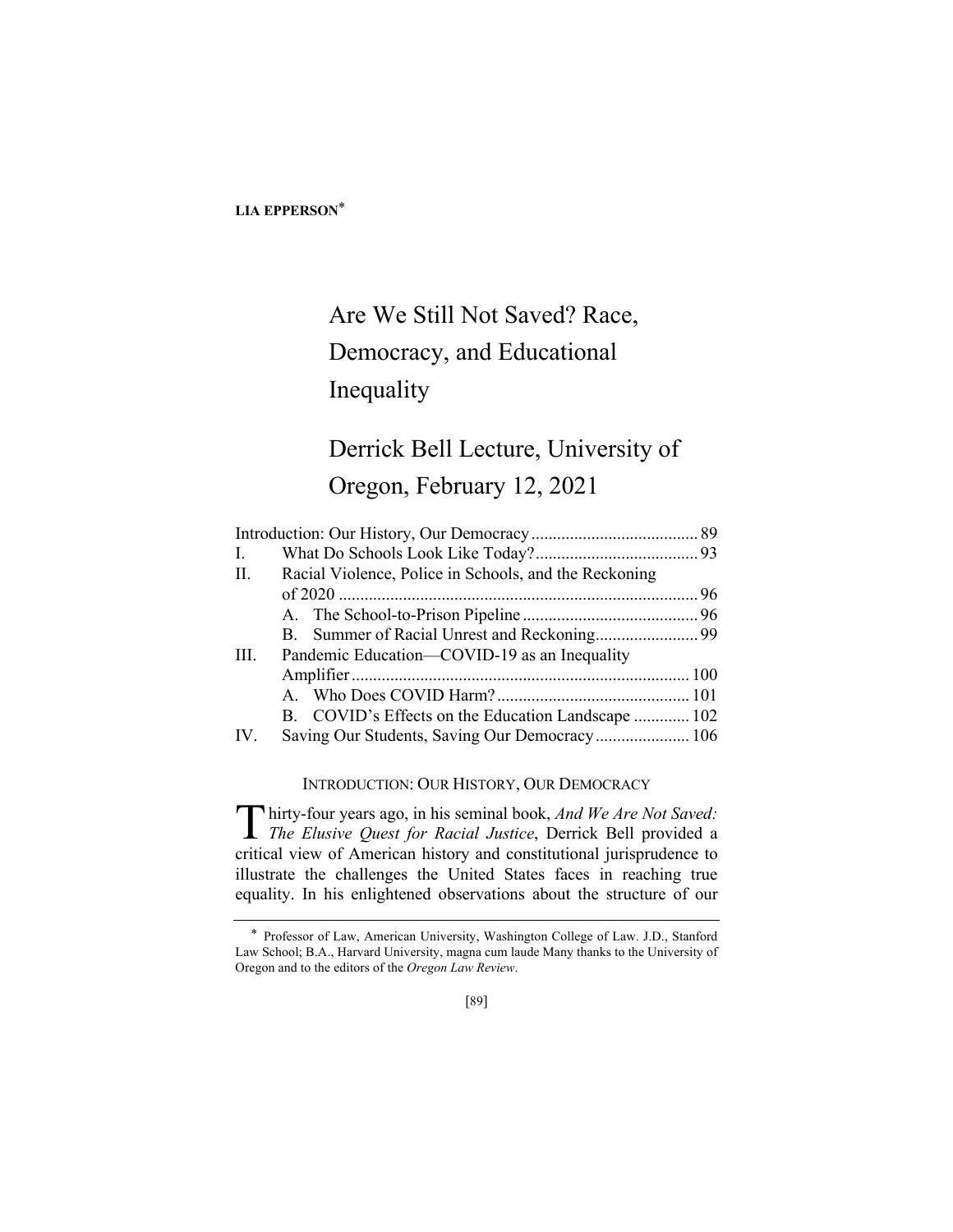**LIA EPPERSON***

# Are We Still Not Saved? Race, Democracy, and Educational Inequality

# Derrick Bell Lecture, University of Oregon, February 12, 2021

| | | |
|---|---|---|
| Introduction: Our History, Our Democracy | | 89 |
| I. | What Do Schools Look Like Today? | 93 |
| II. | Racial Violence, Police in Schools, and the Reckoning of 2020 | 96 |
| | A. The School-to-Prison Pipeline | 96 |
| | B. Summer of Racial Unrest and Reckoning | 99 |
| III. | Pandemic Education—COVID-19 as an Inequality Amplifier | 100 |
| | A. Who Does COVID Harm? | 101 |
| | B. COVID's Effects on the Education Landscape | 102 |
| IV. | Saving Our Students, Saving Our Democracy | 106 |

## INTRODUCTION: OUR HISTORY, OUR DEMOCRACY

Thirty-four years ago, in his seminal book, *And We Are Not Saved: The Elusive Quest for Racial Justice*, Derrick Bell provided a critical view of American history and constitutional jurisprudence to illustrate the challenges the United States faces in reaching true equality. In his enlightened observations about the structure of our

---

\* Professor of Law, American University, Washington College of Law. J.D., Stanford Law School; B.A., Harvard University, magna cum laude Many thanks to the University of Oregon and to the editors of the *Oregon Law Review*.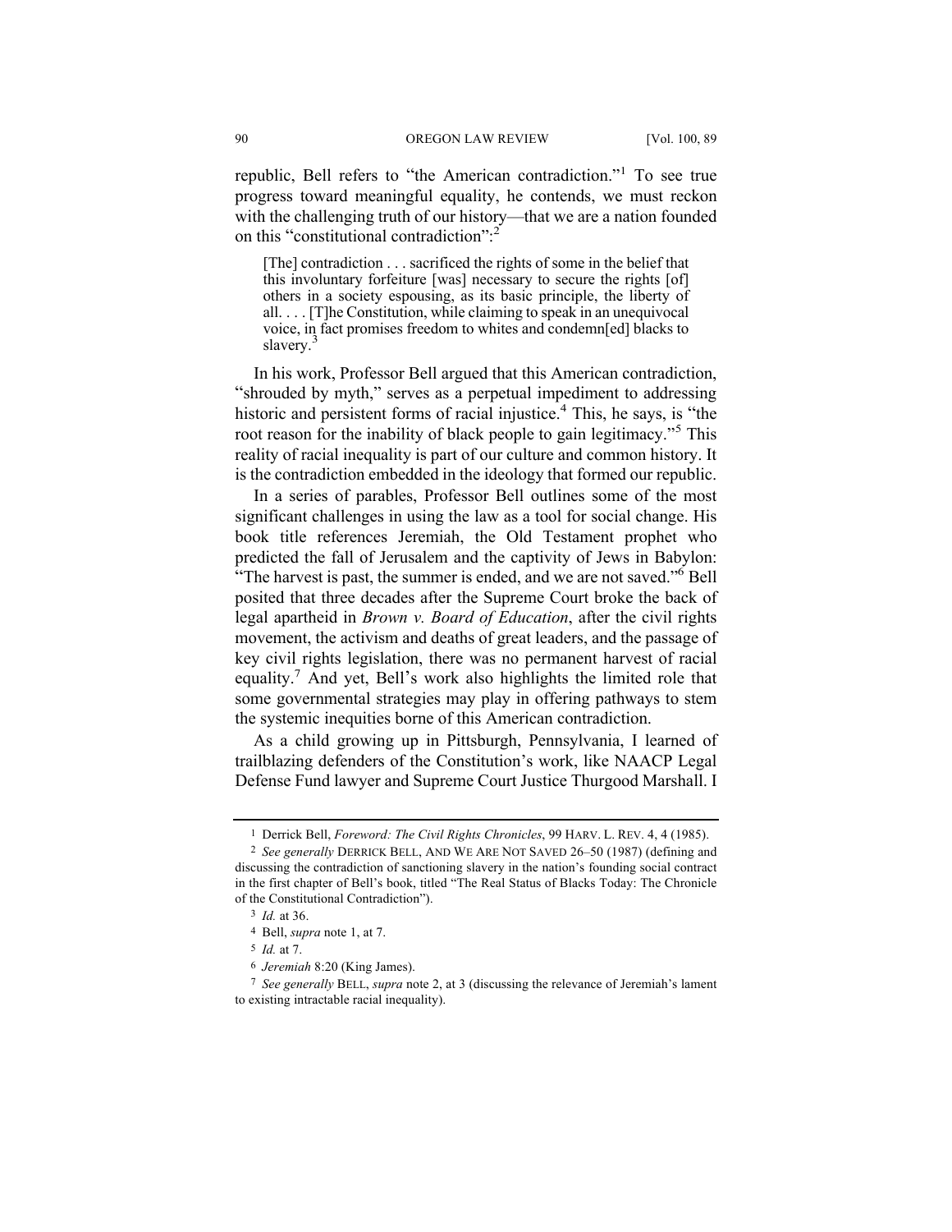republic, Bell refers to "the American contradiction."[1] To see true progress toward meaningful equality, he contends, we must reckon with the challenging truth of our history—that we are a nation founded on this "constitutional contradiction":[2]

> [The] contradiction . . . sacrificed the rights of some in the belief that this involuntary forfeiture [was] necessary to secure the rights [of] others in a society espousing, as its basic principle, the liberty of all. . . . [T]he Constitution, while claiming to speak in an unequivocal voice, in fact promises freedom to whites and condemn[ed] blacks to slavery.[3]

In his work, Professor Bell argued that this American contradiction, "shrouded by myth," serves as a perpetual impediment to addressing historic and persistent forms of racial injustice.[4] This, he says, is "the root reason for the inability of black people to gain legitimacy."[5] This reality of racial inequality is part of our culture and common history. It is the contradiction embedded in the ideology that formed our republic.

In a series of parables, Professor Bell outlines some of the most significant challenges in using the law as a tool for social change. His book title references Jeremiah, the Old Testament prophet who predicted the fall of Jerusalem and the captivity of Jews in Babylon: "The harvest is past, the summer is ended, and we are not saved."[6] Bell posited that three decades after the Supreme Court broke the back of legal apartheid in *Brown v. Board of Education*, after the civil rights movement, the activism and deaths of great leaders, and the passage of key civil rights legislation, there was no permanent harvest of racial equality.[7] And yet, Bell's work also highlights the limited role that some governmental strategies may play in offering pathways to stem the systemic inequities borne of this American contradiction.

As a child growing up in Pittsburgh, Pennsylvania, I learned of trailblazing defenders of the Constitution's work, like NAACP Legal Defense Fund lawyer and Supreme Court Justice Thurgood Marshall. I

---

1 Derrick Bell, *Foreword: The Civil Rights Chronicles*, 99 HARV. L. REV. 4, 4 (1985).

2 *See generally* DERRICK BELL, AND WE ARE NOT SAVED 26–50 (1987) (defining and discussing the contradiction of sanctioning slavery in the nation's founding social contract in the first chapter of Bell's book, titled "The Real Status of Blacks Today: The Chronicle of the Constitutional Contradiction").

3 *Id.* at 36.

4 Bell, *supra* note 1, at 7.

5 *Id.* at 7.

6 *Jeremiah* 8:20 (King James).

7 *See generally* BELL, *supra* note 2, at 3 (discussing the relevance of Jeremiah's lament to existing intractable racial inequality).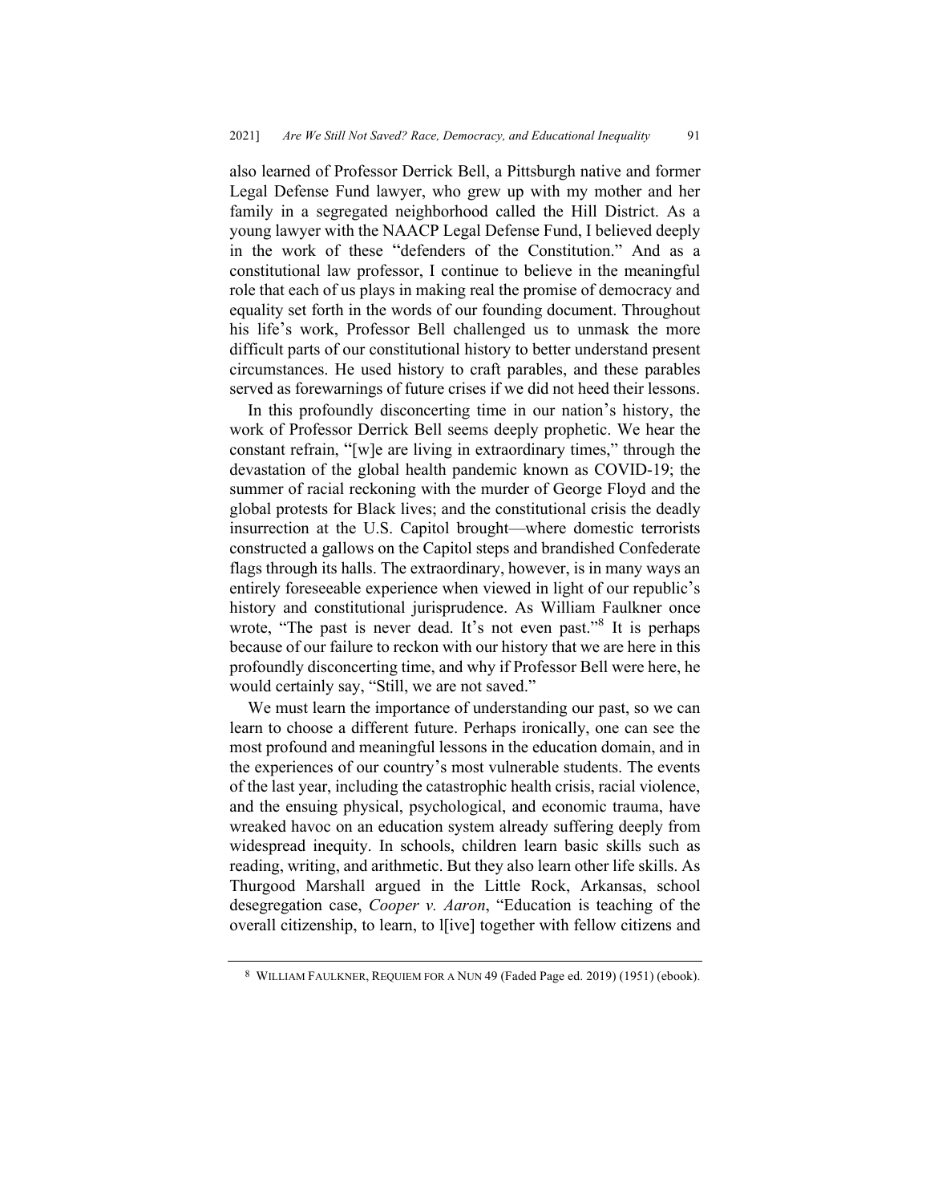also learned of Professor Derrick Bell, a Pittsburgh native and former Legal Defense Fund lawyer, who grew up with my mother and her family in a segregated neighborhood called the Hill District. As a young lawyer with the NAACP Legal Defense Fund, I believed deeply in the work of these "defenders of the Constitution." And as a constitutional law professor, I continue to believe in the meaningful role that each of us plays in making real the promise of democracy and equality set forth in the words of our founding document. Throughout his life's work, Professor Bell challenged us to unmask the more difficult parts of our constitutional history to better understand present circumstances. He used history to craft parables, and these parables served as forewarnings of future crises if we did not heed their lessons.

In this profoundly disconcerting time in our nation's history, the work of Professor Derrick Bell seems deeply prophetic. We hear the constant refrain, "[w]e are living in extraordinary times," through the devastation of the global health pandemic known as COVID-19; the summer of racial reckoning with the murder of George Floyd and the global protests for Black lives; and the constitutional crisis the deadly insurrection at the U.S. Capitol brought—where domestic terrorists constructed a gallows on the Capitol steps and brandished Confederate flags through its halls. The extraordinary, however, is in many ways an entirely foreseeable experience when viewed in light of our republic's history and constitutional jurisprudence. As William Faulkner once wrote, "The past is never dead. It's not even past."[8] It is perhaps because of our failure to reckon with our history that we are here in this profoundly disconcerting time, and why if Professor Bell were here, he would certainly say, "Still, we are not saved."

We must learn the importance of understanding our past, so we can learn to choose a different future. Perhaps ironically, one can see the most profound and meaningful lessons in the education domain, and in the experiences of our country's most vulnerable students. The events of the last year, including the catastrophic health crisis, racial violence, and the ensuing physical, psychological, and economic trauma, have wreaked havoc on an education system already suffering deeply from widespread inequity. In schools, children learn basic skills such as reading, writing, and arithmetic. But they also learn other life skills. As Thurgood Marshall argued in the Little Rock, Arkansas, school desegregation case, *Cooper v. Aaron*, "Education is teaching of the overall citizenship, to learn, to l[ive] together with fellow citizens and

---

[8] WILLIAM FAULKNER, REQUIEM FOR A NUN 49 (Faded Page ed. 2019) (1951) (ebook).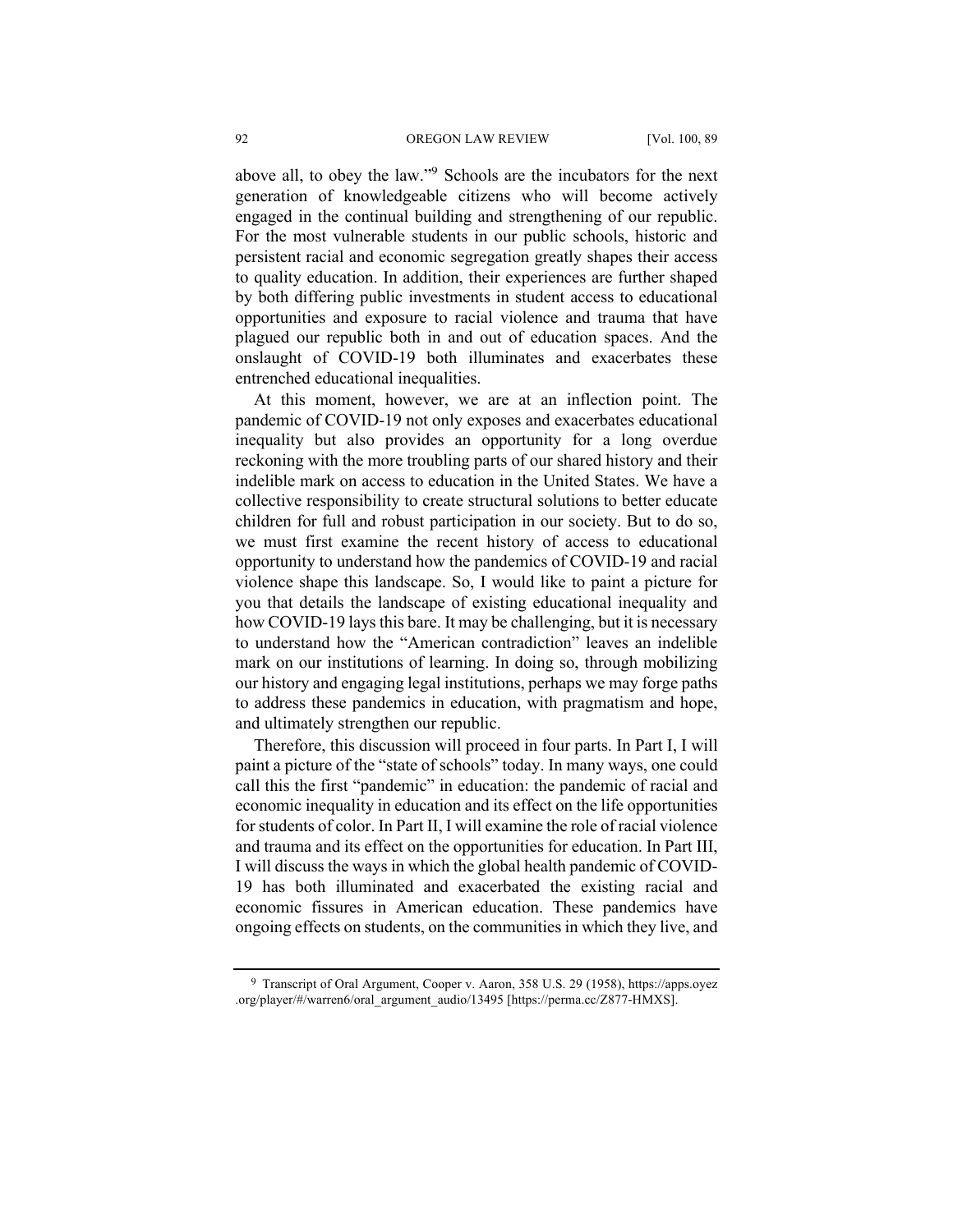above all, to obey the law."[9] Schools are the incubators for the next generation of knowledgeable citizens who will become actively engaged in the continual building and strengthening of our republic. For the most vulnerable students in our public schools, historic and persistent racial and economic segregation greatly shapes their access to quality education. In addition, their experiences are further shaped by both differing public investments in student access to educational opportunities and exposure to racial violence and trauma that have plagued our republic both in and out of education spaces. And the onslaught of COVID-19 both illuminates and exacerbates these entrenched educational inequalities.

At this moment, however, we are at an inflection point. The pandemic of COVID-19 not only exposes and exacerbates educational inequality but also provides an opportunity for a long overdue reckoning with the more troubling parts of our shared history and their indelible mark on access to education in the United States. We have a collective responsibility to create structural solutions to better educate children for full and robust participation in our society. But to do so, we must first examine the recent history of access to educational opportunity to understand how the pandemics of COVID-19 and racial violence shape this landscape. So, I would like to paint a picture for you that details the landscape of existing educational inequality and how COVID-19 lays this bare. It may be challenging, but it is necessary to understand how the "American contradiction" leaves an indelible mark on our institutions of learning. In doing so, through mobilizing our history and engaging legal institutions, perhaps we may forge paths to address these pandemics in education, with pragmatism and hope, and ultimately strengthen our republic.

Therefore, this discussion will proceed in four parts. In Part I, I will paint a picture of the "state of schools" today. In many ways, one could call this the first "pandemic" in education: the pandemic of racial and economic inequality in education and its effect on the life opportunities for students of color. In Part II, I will examine the role of racial violence and trauma and its effect on the opportunities for education. In Part III, I will discuss the ways in which the global health pandemic of COVID-19 has both illuminated and exacerbated the existing racial and economic fissures in American education. These pandemics have ongoing effects on students, on the communities in which they live, and

---

[9] Transcript of Oral Argument, Cooper v. Aaron, 358 U.S. 29 (1958), https://apps.oyez.org/player/#/warren6/oral_argument_audio/13495 [https://perma.cc/Z877-HMXS].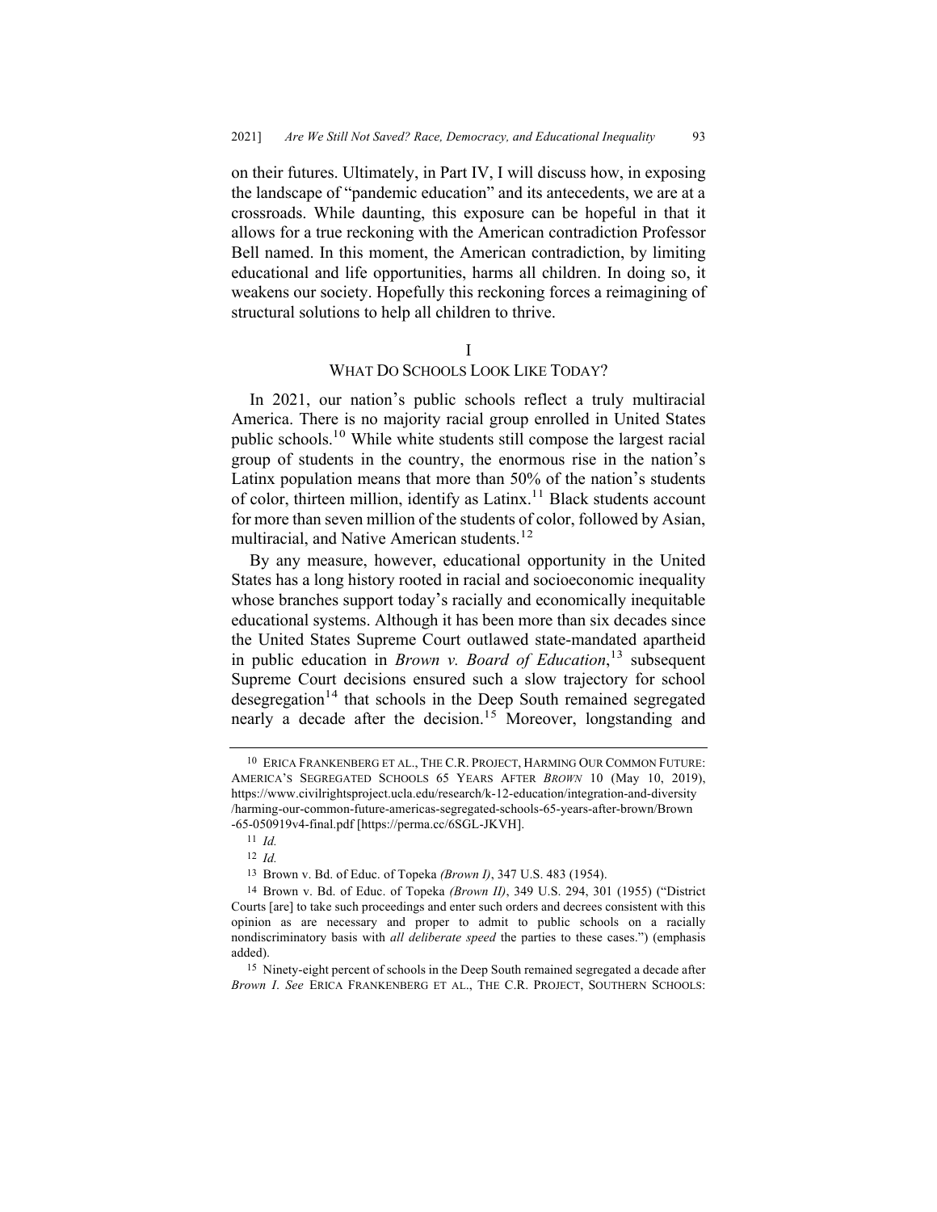on their futures. Ultimately, in Part IV, I will discuss how, in exposing the landscape of "pandemic education" and its antecedents, we are at a crossroads. While daunting, this exposure can be hopeful in that it allows for a true reckoning with the American contradiction Professor Bell named. In this moment, the American contradiction, by limiting educational and life opportunities, harms all children. In doing so, it weakens our society. Hopefully this reckoning forces a reimagining of structural solutions to help all children to thrive.

## I
## WHAT DO SCHOOLS LOOK LIKE TODAY?

In 2021, our nation's public schools reflect a truly multiracial America. There is no majority racial group enrolled in United States public schools.[10] While white students still compose the largest racial group of students in the country, the enormous rise in the nation's Latinx population means that more than 50% of the nation's students of color, thirteen million, identify as Latinx.[11] Black students account for more than seven million of the students of color, followed by Asian, multiracial, and Native American students.[12]

By any measure, however, educational opportunity in the United States has a long history rooted in racial and socioeconomic inequality whose branches support today's racially and economically inequitable educational systems. Although it has been more than six decades since the United States Supreme Court outlawed state-mandated apartheid in public education in *Brown v. Board of Education*,[13] subsequent Supreme Court decisions ensured such a slow trajectory for school desegregation[14] that schools in the Deep South remained segregated nearly a decade after the decision.[15] Moreover, longstanding and

---

[10] ERICA FRANKENBERG ET AL., THE C.R. PROJECT, HARMING OUR COMMON FUTURE: AMERICA'S SEGREGATED SCHOOLS 65 YEARS AFTER *BROWN* 10 (May 10, 2019), https://www.civilrightsproject.ucla.edu/research/k-12-education/integration-and-diversity/harming-our-common-future-americas-segregated-schools-65-years-after-brown/Brown-65-050919v4-final.pdf [https://perma.cc/6SGL-JKVH].

[11] *Id.*

[12] *Id.*

[13] Brown v. Bd. of Educ. of Topeka *(Brown I)*, 347 U.S. 483 (1954).

[14] Brown v. Bd. of Educ. of Topeka *(Brown II)*, 349 U.S. 294, 301 (1955) ("District Courts [are] to take such proceedings and enter such orders and decrees consistent with this opinion as are necessary and proper to admit to public schools on a racially nondiscriminatory basis with *all deliberate speed* the parties to these cases.") (emphasis added).

[15] Ninety-eight percent of schools in the Deep South remained segregated a decade after *Brown I*. *See* ERICA FRANKENBERG ET AL., THE C.R. PROJECT, SOUTHERN SCHOOLS: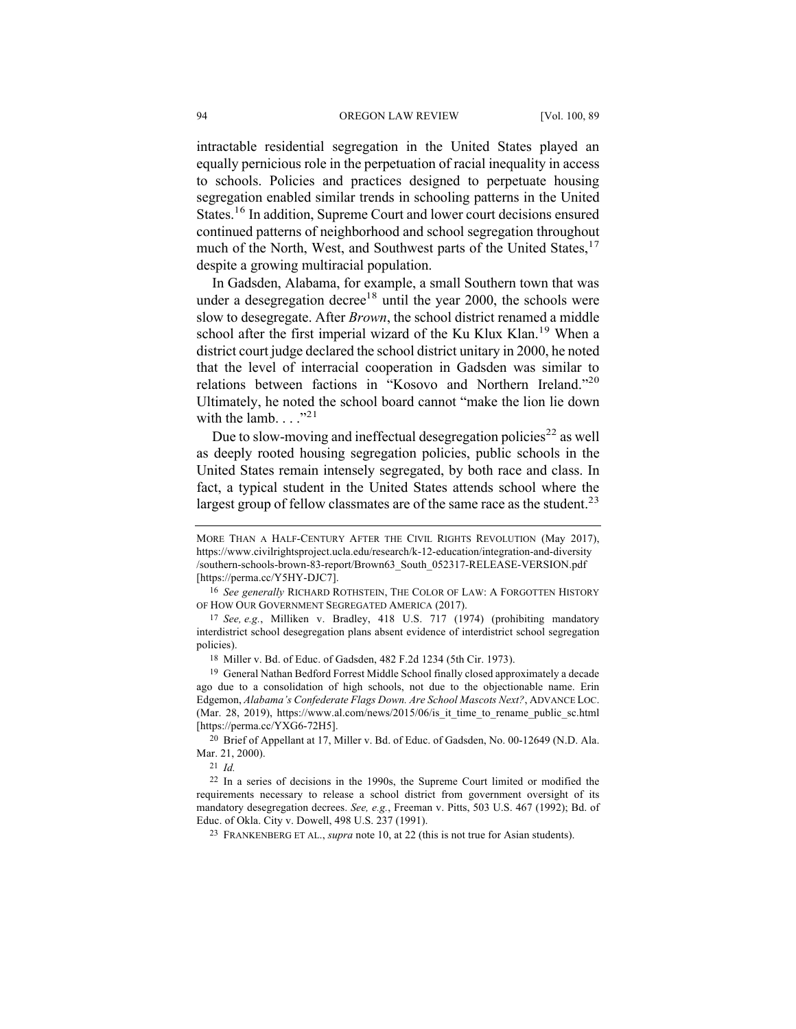intractable residential segregation in the United States played an equally pernicious role in the perpetuation of racial inequality in access to schools. Policies and practices designed to perpetuate housing segregation enabled similar trends in schooling patterns in the United States.[16] In addition, Supreme Court and lower court decisions ensured continued patterns of neighborhood and school segregation throughout much of the North, West, and Southwest parts of the United States,[17] despite a growing multiracial population.

In Gadsden, Alabama, for example, a small Southern town that was under a desegregation decree[18] until the year 2000, the schools were slow to desegregate. After *Brown*, the school district renamed a middle school after the first imperial wizard of the Ku Klux Klan.[19] When a district court judge declared the school district unitary in 2000, he noted that the level of interracial cooperation in Gadsden was similar to relations between factions in "Kosovo and Northern Ireland."[20] Ultimately, he noted the school board cannot "make the lion lie down with the lamb. . . ."[21]

Due to slow-moving and ineffectual desegregation policies[22] as well as deeply rooted housing segregation policies, public schools in the United States remain intensely segregated, by both race and class. In fact, a typical student in the United States attends school where the largest group of fellow classmates are of the same race as the student.[23]

---

MORE THAN A HALF-CENTURY AFTER THE CIVIL RIGHTS REVOLUTION (May 2017), https://www.civilrightsproject.ucla.edu/research/k-12-education/integration-and-diversity/southern-schools-brown-83-report/Brown63_South_052317-RELEASE-VERSION.pdf [https://perma.cc/Y5HY-DJC7].

16 *See generally* RICHARD ROTHSTEIN, THE COLOR OF LAW: A FORGOTTEN HISTORY OF HOW OUR GOVERNMENT SEGREGATED AMERICA (2017).

17 *See, e.g.*, Milliken v. Bradley, 418 U.S. 717 (1974) (prohibiting mandatory interdistrict school desegregation plans absent evidence of interdistrict school segregation policies).

18 Miller v. Bd. of Educ. of Gadsden, 482 F.2d 1234 (5th Cir. 1973).

19 General Nathan Bedford Forrest Middle School finally closed approximately a decade ago due to a consolidation of high schools, not due to the objectionable name. Erin Edgemon, *Alabama's Confederate Flags Down. Are School Mascots Next?*, ADVANCE LOC. (Mar. 28, 2019), https://www.al.com/news/2015/06/is_it_time_to_rename_public_sc.html [https://perma.cc/YXG6-72H5].

20 Brief of Appellant at 17, Miller v. Bd. of Educ. of Gadsden, No. 00-12649 (N.D. Ala. Mar. 21, 2000).

21 *Id.*

22 In a series of decisions in the 1990s, the Supreme Court limited or modified the requirements necessary to release a school district from government oversight of its mandatory desegregation decrees. *See, e.g.*, Freeman v. Pitts, 503 U.S. 467 (1992); Bd. of Educ. of Okla. City v. Dowell, 498 U.S. 237 (1991).

23 FRANKENBERG ET AL., *supra* note 10, at 22 (this is not true for Asian students).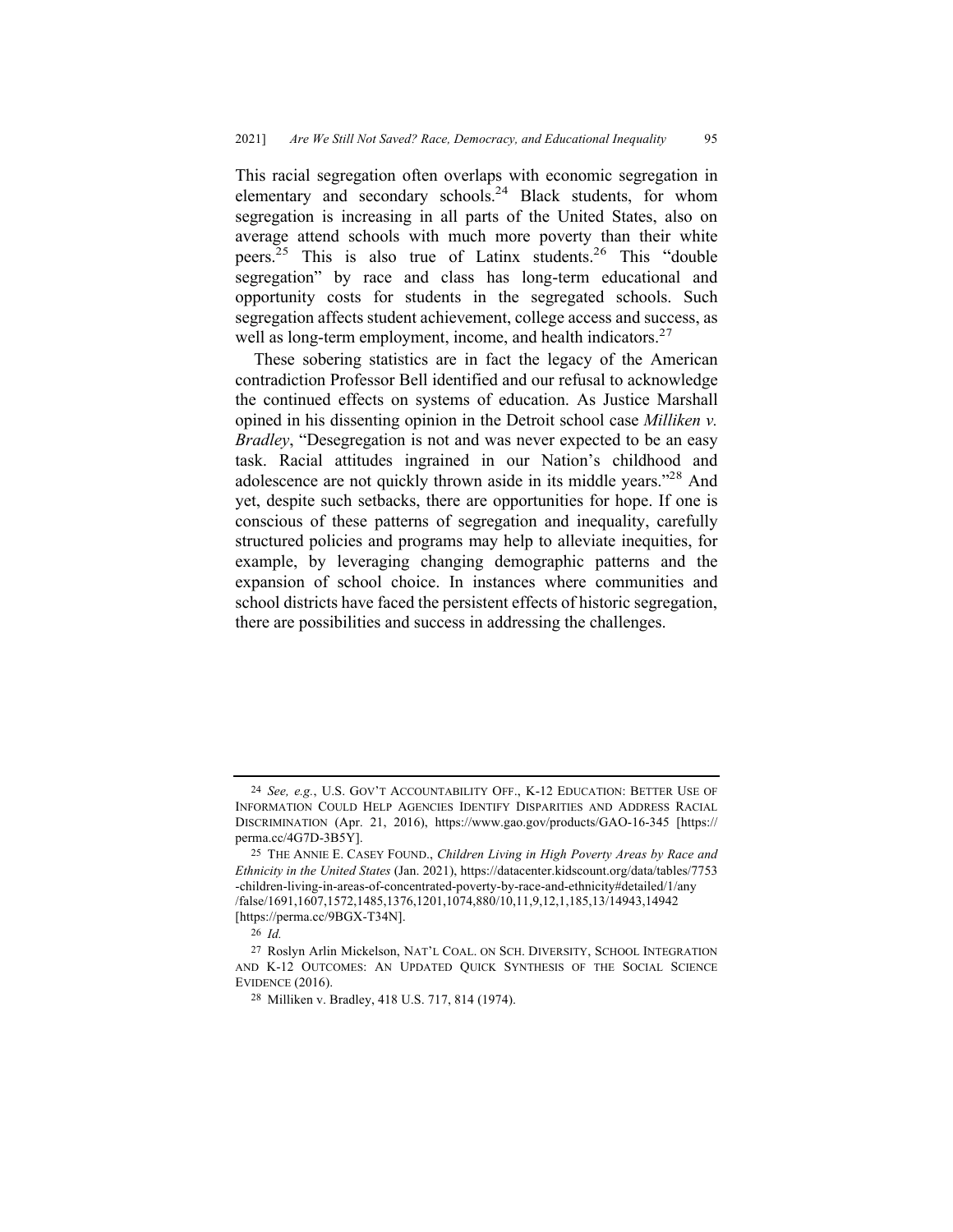This racial segregation often overlaps with economic segregation in elementary and secondary schools.[24] Black students, for whom segregation is increasing in all parts of the United States, also on average attend schools with much more poverty than their white peers.[25] This is also true of Latinx students.[26] This "double segregation" by race and class has long-term educational and opportunity costs for students in the segregated schools. Such segregation affects student achievement, college access and success, as well as long-term employment, income, and health indicators.[27]

These sobering statistics are in fact the legacy of the American contradiction Professor Bell identified and our refusal to acknowledge the continued effects on systems of education. As Justice Marshall opined in his dissenting opinion in the Detroit school case *Milliken v. Bradley*, "Desegregation is not and was never expected to be an easy task. Racial attitudes ingrained in our Nation's childhood and adolescence are not quickly thrown aside in its middle years."[28] And yet, despite such setbacks, there are opportunities for hope. If one is conscious of these patterns of segregation and inequality, carefully structured policies and programs may help to alleviate inequities, for example, by leveraging changing demographic patterns and the expansion of school choice. In instances where communities and school districts have faced the persistent effects of historic segregation, there are possibilities and success in addressing the challenges.

---

24 *See, e.g.*, U.S. GOV'T ACCOUNTABILITY OFF., K-12 EDUCATION: BETTER USE OF INFORMATION COULD HELP AGENCIES IDENTIFY DISPARITIES AND ADDRESS RACIAL DISCRIMINATION (Apr. 21, 2016), https://www.gao.gov/products/GAO-16-345 [https://perma.cc/4G7D-3B5Y].

25 THE ANNIE E. CASEY FOUND., *Children Living in High Poverty Areas by Race and Ethnicity in the United States* (Jan. 2021), https://datacenter.kidscount.org/data/tables/7753-children-living-in-areas-of-concentrated-poverty-by-race-and-ethnicity#detailed/1/any/false/1691,1607,1572,1485,1376,1201,1074,880/10,11,9,12,1,185,13/14943,14942 [https://perma.cc/9BGX-T34N].

26 *Id.*

27 Roslyn Arlin Mickelson, NAT'L COAL. ON SCH. DIVERSITY, SCHOOL INTEGRATION AND K-12 OUTCOMES: AN UPDATED QUICK SYNTHESIS OF THE SOCIAL SCIENCE EVIDENCE (2016).

28 Milliken v. Bradley, 418 U.S. 717, 814 (1974).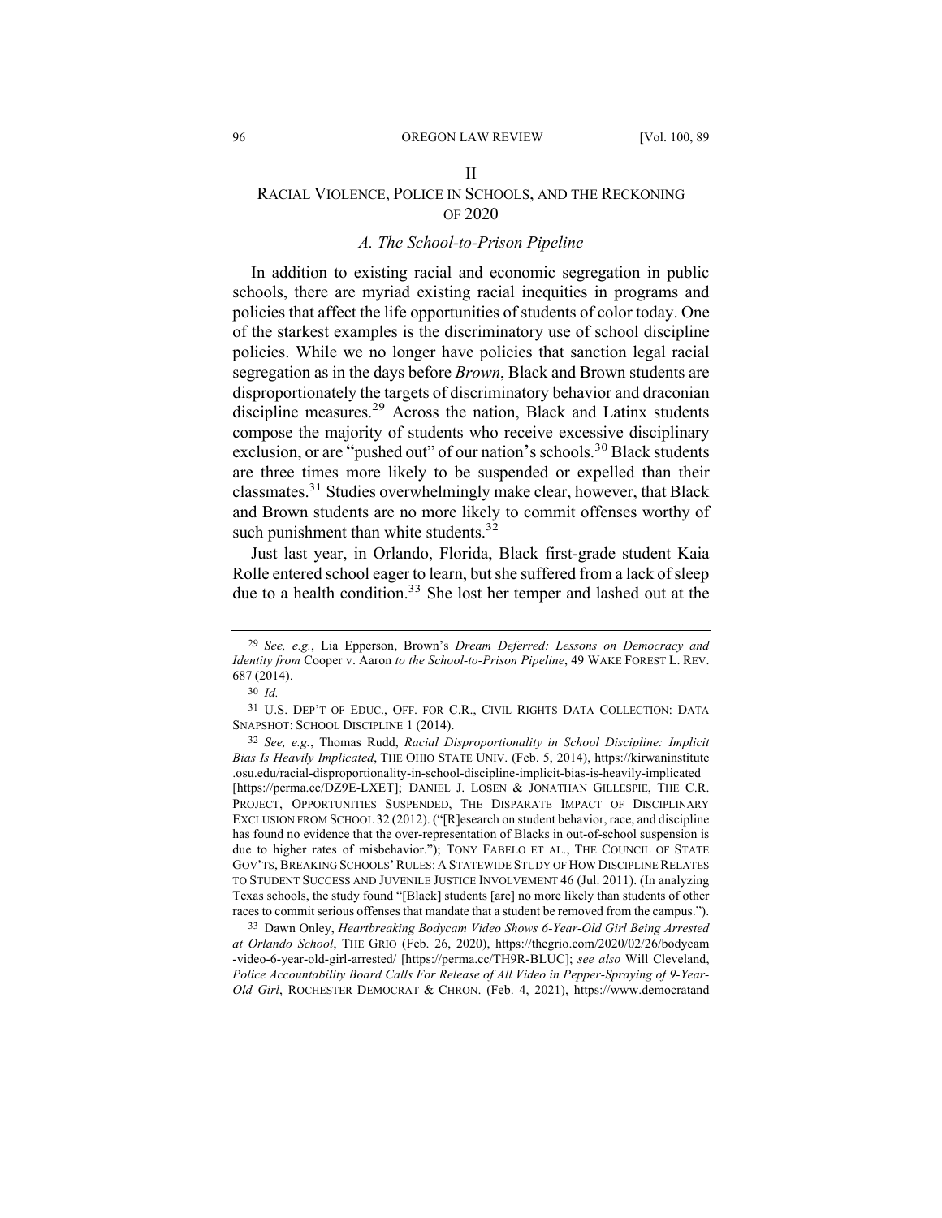## II
## RACIAL VIOLENCE, POLICE IN SCHOOLS, AND THE RECKONING OF 2020

### *A. The School-to-Prison Pipeline*

In addition to existing racial and economic segregation in public schools, there are myriad existing racial inequities in programs and policies that affect the life opportunities of students of color today. One of the starkest examples is the discriminatory use of school discipline policies. While we no longer have policies that sanction legal racial segregation as in the days before *Brown*, Black and Brown students are disproportionately the targets of discriminatory behavior and draconian discipline measures.[29] Across the nation, Black and Latinx students compose the majority of students who receive excessive disciplinary exclusion, or are "pushed out" of our nation's schools.[30] Black students are three times more likely to be suspended or expelled than their classmates.[31] Studies overwhelmingly make clear, however, that Black and Brown students are no more likely to commit offenses worthy of such punishment than white students.[32]

Just last year, in Orlando, Florida, Black first-grade student Kaia Rolle entered school eager to learn, but she suffered from a lack of sleep due to a health condition.[33] She lost her temper and lashed out at the

---

[29] *See, e.g.*, Lia Epperson, Brown's *Dream Deferred: Lessons on Democracy and Identity from* Cooper v. Aaron *to the School-to-Prison Pipeline*, 49 WAKE FOREST L. REV. 687 (2014).

[30] *Id.*

[31] U.S. DEP'T OF EDUC., OFF. FOR C.R., CIVIL RIGHTS DATA COLLECTION: DATA SNAPSHOT: SCHOOL DISCIPLINE 1 (2014).

[32] *See, e.g.*, Thomas Rudd, *Racial Disproportionality in School Discipline: Implicit Bias Is Heavily Implicated*, THE OHIO STATE UNIV. (Feb. 5, 2014), https://kirwaninstitute.osu.edu/racial-disproportionality-in-school-discipline-implicit-bias-is-heavily-implicated [https://perma.cc/DZ9E-LXET]; DANIEL J. LOSEN & JONATHAN GILLESPIE, THE C.R. PROJECT, OPPORTUNITIES SUSPENDED, THE DISPARATE IMPACT OF DISCIPLINARY EXCLUSION FROM SCHOOL 32 (2012). ("[R]esearch on student behavior, race, and discipline has found no evidence that the over-representation of Blacks in out-of-school suspension is due to higher rates of misbehavior."); TONY FABELO ET AL., THE COUNCIL OF STATE GOV'TS, BREAKING SCHOOLS' RULES: A STATEWIDE STUDY OF HOW DISCIPLINE RELATES TO STUDENT SUCCESS AND JUVENILE JUSTICE INVOLVEMENT 46 (Jul. 2011). (In analyzing Texas schools, the study found "[Black] students [are] no more likely than students of other races to commit serious offenses that mandate that a student be removed from the campus.").

[33] Dawn Onley, *Heartbreaking Bodycam Video Shows 6-Year-Old Girl Being Arrested at Orlando School*, THE GRIO (Feb. 26, 2020), https://thegrio.com/2020/02/26/bodycam-video-6-year-old-girl-arrested/ [https://perma.cc/TH9R-BLUC]; *see also* Will Cleveland, *Police Accountability Board Calls For Release of All Video in Pepper-Spraying of 9-Year-Old Girl*, ROCHESTER DEMOCRAT & CHRON. (Feb. 4, 2021), https://www.democratand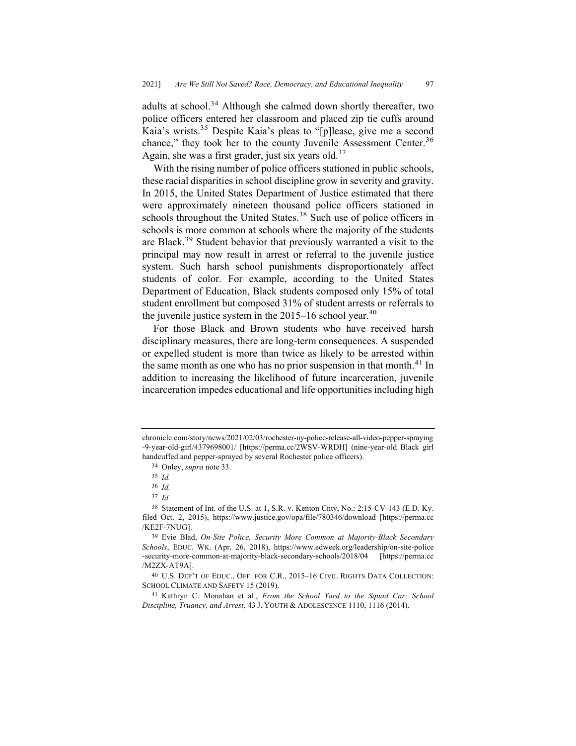adults at school.[34] Although she calmed down shortly thereafter, two police officers entered her classroom and placed zip tie cuffs around Kaia's wrists.[35] Despite Kaia's pleas to "[p]lease, give me a second chance," they took her to the county Juvenile Assessment Center.[36] Again, she was a first grader, just six years old.[37]

With the rising number of police officers stationed in public schools, these racial disparities in school discipline grow in severity and gravity. In 2015, the United States Department of Justice estimated that there were approximately nineteen thousand police officers stationed in schools throughout the United States.[38] Such use of police officers in schools is more common at schools where the majority of the students are Black.[39] Student behavior that previously warranted a visit to the principal may now result in arrest or referral to the juvenile justice system. Such harsh school punishments disproportionately affect students of color. For example, according to the United States Department of Education, Black students composed only 15% of total student enrollment but composed 31% of student arrests or referrals to the juvenile justice system in the 2015–16 school year.[40]

For those Black and Brown students who have received harsh disciplinary measures, there are long-term consequences. A suspended or expelled student is more than twice as likely to be arrested within the same month as one who has no prior suspension in that month.[41] In addition to increasing the likelihood of future incarceration, juvenile incarceration impedes educational and life opportunities including high

---

chronicle.com/story/news/2021/02/03/rochester-ny-police-release-all-video-pepper-spraying-9-year-old-girl/4379698001/ [https://perma.cc/2WSV-WRDH] (nine-year-old Black girl handcuffed and pepper-sprayed by several Rochester police officers).

[34] Onley, *supra* note 33.

[35] *Id.*

[36] *Id.*

[37] *Id.*

[38] Statement of Int. of the U.S. at 1, S.R. v. Kenton Cnty, No.: 2:15-CV-143 (E.D. Ky. filed Oct. 2, 2015), https://www.justice.gov/opa/file/780346/download [https://perma.cc/KE2F-7NUG].

[39] Evie Blad, *On-Site Police, Security More Common at Majority-Black Secondary Schools*, EDUC. WK. (Apr. 26, 2018), https://www.edweek.org/leadership/on-site-police-security-more-common-at-majority-black-secondary-schools/2018/04 [https://perma.cc/M2ZX-AT9A].

[40] U.S. DEP'T OF EDUC., OFF. FOR C.R., 2015–16 CIVIL RIGHTS DATA COLLECTION: SCHOOL CLIMATE AND SAFETY 15 (2019).

[41] Kathryn C. Monahan et al., *From the School Yard to the Squad Car: School Discipline, Truancy, and Arrest*, 43 J. YOUTH & ADOLESCENCE 1110, 1116 (2014).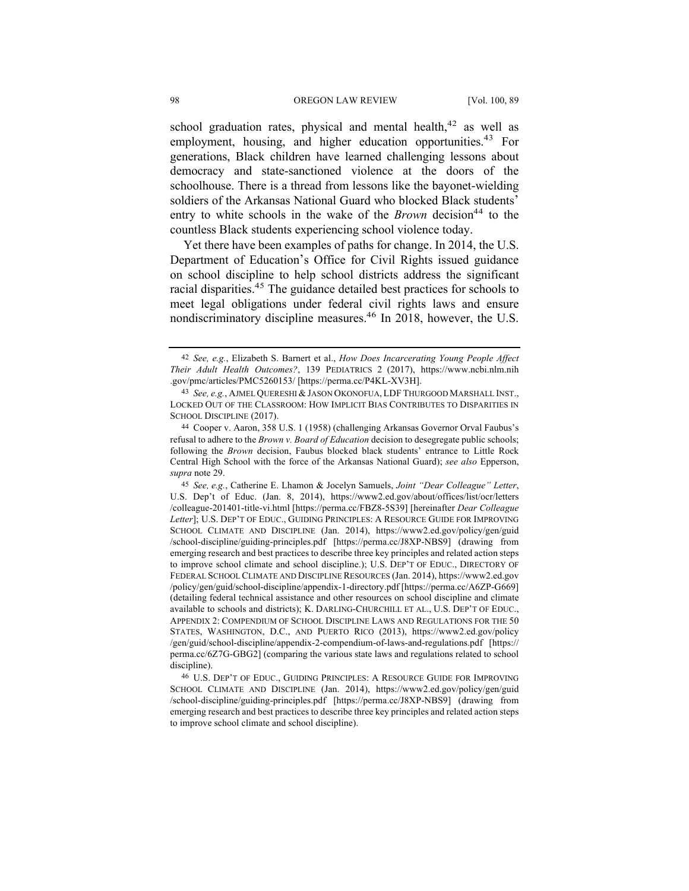school graduation rates, physical and mental health,[42] as well as employment, housing, and higher education opportunities.[43] For generations, Black children have learned challenging lessons about democracy and state-sanctioned violence at the doors of the schoolhouse. There is a thread from lessons like the bayonet-wielding soldiers of the Arkansas National Guard who blocked Black students' entry to white schools in the wake of the *Brown* decision[44] to the countless Black students experiencing school violence today.

Yet there have been examples of paths for change. In 2014, the U.S. Department of Education's Office for Civil Rights issued guidance on school discipline to help school districts address the significant racial disparities.[45] The guidance detailed best practices for schools to meet legal obligations under federal civil rights laws and ensure nondiscriminatory discipline measures.[46] In 2018, however, the U.S.

---

42 *See, e.g.*, Elizabeth S. Barnert et al., *How Does Incarcerating Young People Affect Their Adult Health Outcomes?*, 139 PEDIATRICS 2 (2017), https://www.ncbi.nlm.nih.gov/pmc/articles/PMC5260153/ [https://perma.cc/P4KL-XV3H].

43 *See, e.g.*, AJMEL QUERESHI & JASON OKONOFUA, LDF THURGOOD MARSHALL INST., LOCKED OUT OF THE CLASSROOM: HOW IMPLICIT BIAS CONTRIBUTES TO DISPARITIES IN SCHOOL DISCIPLINE (2017).

44 Cooper v. Aaron, 358 U.S. 1 (1958) (challenging Arkansas Governor Orval Faubus's refusal to adhere to the *Brown v. Board of Education* decision to desegregate public schools; following the *Brown* decision, Faubus blocked black students' entrance to Little Rock Central High School with the force of the Arkansas National Guard); *see also* Epperson, *supra* note 29.

45 *See, e.g.*, Catherine E. Lhamon & Jocelyn Samuels, *Joint "Dear Colleague" Letter*, U.S. Dep't of Educ. (Jan. 8, 2014), https://www2.ed.gov/about/offices/list/ocr/letters/colleague-201401-title-vi.html [https://perma.cc/FBZ8-5S39] [hereinafter *Dear Colleague Letter*]; U.S. DEP'T OF EDUC., GUIDING PRINCIPLES: A RESOURCE GUIDE FOR IMPROVING SCHOOL CLIMATE AND DISCIPLINE (Jan. 2014), https://www2.ed.gov/policy/gen/guid/school-discipline/guiding-principles.pdf [https://perma.cc/J8XP-NBS9] (drawing from emerging research and best practices to describe three key principles and related action steps to improve school climate and school discipline.); U.S. DEP'T OF EDUC., DIRECTORY OF FEDERAL SCHOOL CLIMATE AND DISCIPLINE RESOURCES (Jan. 2014), https://www2.ed.gov/policy/gen/guid/school-discipline/appendix-1-directory.pdf [https://perma.cc/A6ZP-G669] (detailing federal technical assistance and other resources on school discipline and climate available to schools and districts); K. DARLING-CHURCHILL ET AL., U.S. DEP'T OF EDUC., APPENDIX 2: COMPENDIUM OF SCHOOL DISCIPLINE LAWS AND REGULATIONS FOR THE 50 STATES, WASHINGTON, D.C., AND PUERTO RICO (2013), https://www2.ed.gov/policy/gen/guid/school-discipline/appendix-2-compendium-of-laws-and-regulations.pdf [https://perma.cc/6Z7G-GBG2] (comparing the various state laws and regulations related to school discipline).

46 U.S. DEP'T OF EDUC., GUIDING PRINCIPLES: A RESOURCE GUIDE FOR IMPROVING SCHOOL CLIMATE AND DISCIPLINE (Jan. 2014), https://www2.ed.gov/policy/gen/guid/school-discipline/guiding-principles.pdf [https://perma.cc/J8XP-NBS9] (drawing from emerging research and best practices to describe three key principles and related action steps to improve school climate and school discipline).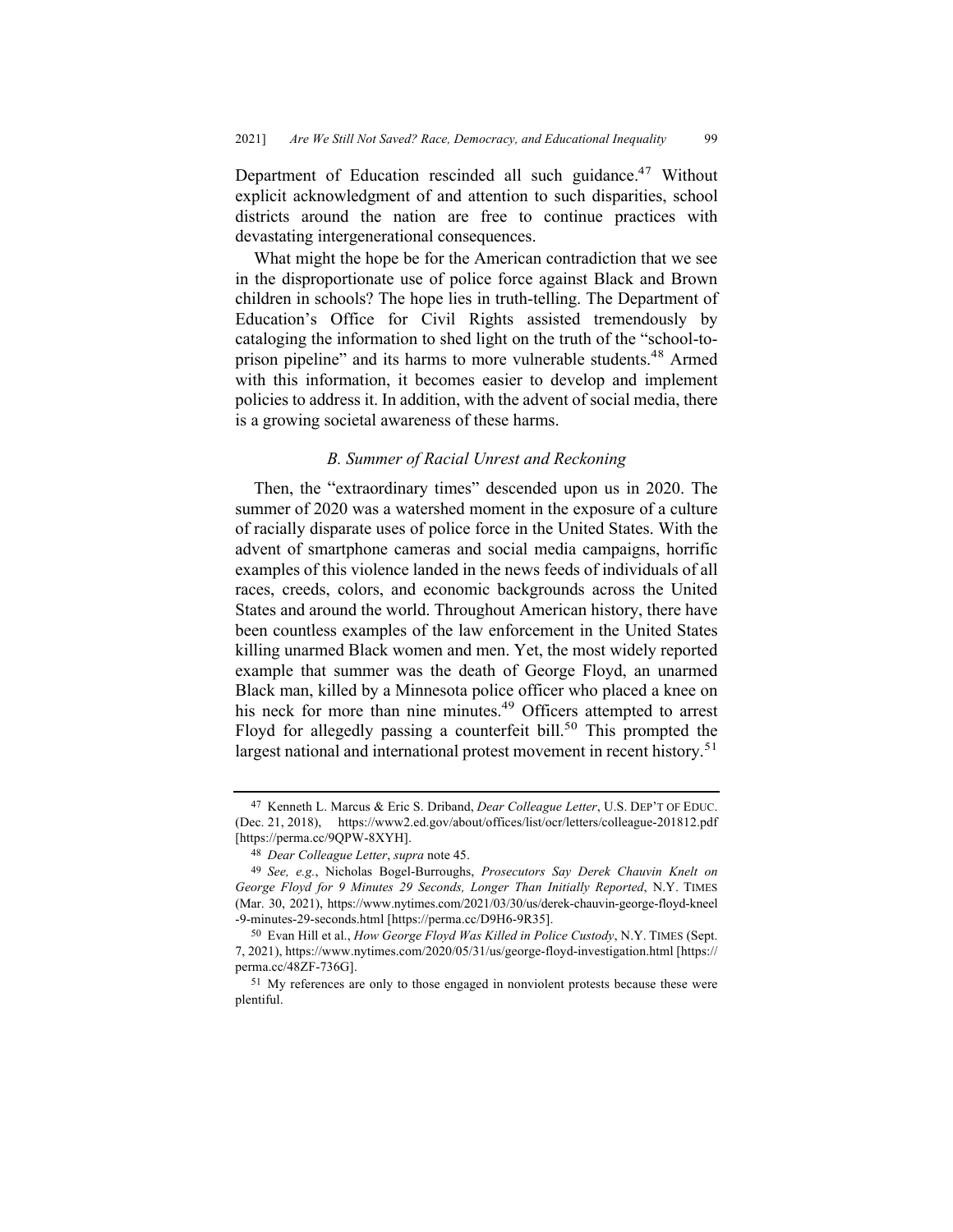Department of Education rescinded all such guidance.[47] Without explicit acknowledgment of and attention to such disparities, school districts around the nation are free to continue practices with devastating intergenerational consequences.

What might the hope be for the American contradiction that we see in the disproportionate use of police force against Black and Brown children in schools? The hope lies in truth-telling. The Department of Education's Office for Civil Rights assisted tremendously by cataloging the information to shed light on the truth of the "school-to-prison pipeline" and its harms to more vulnerable students.[48] Armed with this information, it becomes easier to develop and implement policies to address it. In addition, with the advent of social media, there is a growing societal awareness of these harms.

### *B. Summer of Racial Unrest and Reckoning*

Then, the "extraordinary times" descended upon us in 2020. The summer of 2020 was a watershed moment in the exposure of a culture of racially disparate uses of police force in the United States. With the advent of smartphone cameras and social media campaigns, horrific examples of this violence landed in the news feeds of individuals of all races, creeds, colors, and economic backgrounds across the United States and around the world. Throughout American history, there have been countless examples of the law enforcement in the United States killing unarmed Black women and men. Yet, the most widely reported example that summer was the death of George Floyd, an unarmed Black man, killed by a Minnesota police officer who placed a knee on his neck for more than nine minutes.[49] Officers attempted to arrest Floyd for allegedly passing a counterfeit bill.[50] This prompted the largest national and international protest movement in recent history.[51]

---

[47] Kenneth L. Marcus & Eric S. Driband, *Dear Colleague Letter*, U.S. DEP'T OF EDUC. (Dec. 21, 2018), https://www2.ed.gov/about/offices/list/ocr/letters/colleague-201812.pdf [https://perma.cc/9QPW-8XYH].

[48] *Dear Colleague Letter*, *supra* note 45.

[49] *See, e.g.*, Nicholas Bogel-Burroughs, *Prosecutors Say Derek Chauvin Knelt on George Floyd for 9 Minutes 29 Seconds, Longer Than Initially Reported*, N.Y. TIMES (Mar. 30, 2021), https://www.nytimes.com/2021/03/30/us/derek-chauvin-george-floyd-kneel-9-minutes-29-seconds.html [https://perma.cc/D9H6-9R35].

[50] Evan Hill et al., *How George Floyd Was Killed in Police Custody*, N.Y. TIMES (Sept. 7, 2021), https://www.nytimes.com/2020/05/31/us/george-floyd-investigation.html [https://perma.cc/48ZF-736G].

[51] My references are only to those engaged in nonviolent protests because these were plentiful.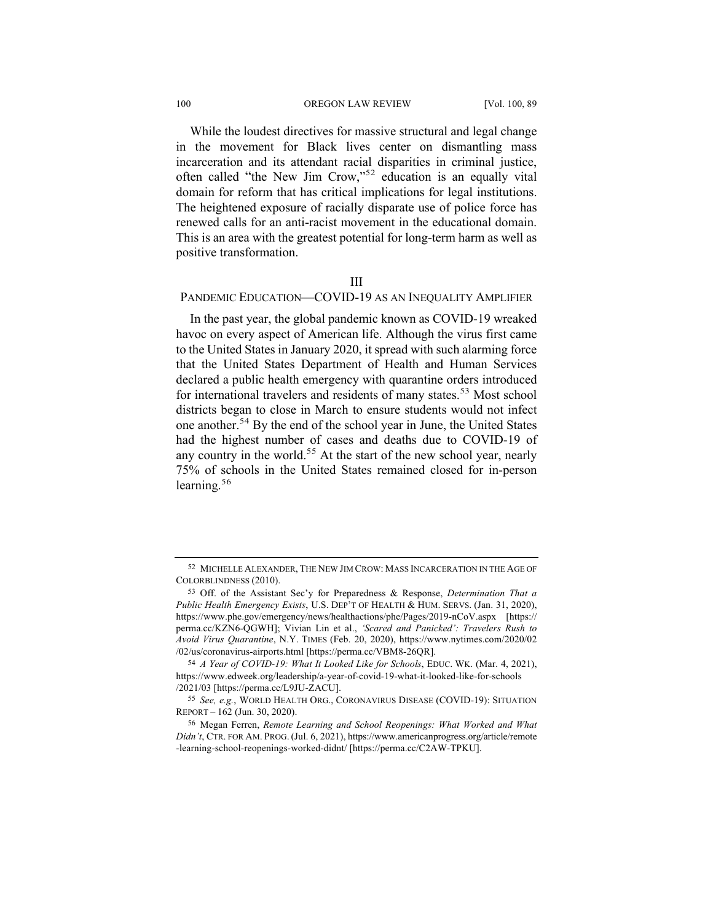While the loudest directives for massive structural and legal change in the movement for Black lives center on dismantling mass incarceration and its attendant racial disparities in criminal justice, often called "the New Jim Crow,"[52] education is an equally vital domain for reform that has critical implications for legal institutions. The heightened exposure of racially disparate use of police force has renewed calls for an anti-racist movement in the educational domain. This is an area with the greatest potential for long-term harm as well as positive transformation.

## III
## PANDEMIC EDUCATION—COVID-19 AS AN INEQUALITY AMPLIFIER

In the past year, the global pandemic known as COVID-19 wreaked havoc on every aspect of American life. Although the virus first came to the United States in January 2020, it spread with such alarming force that the United States Department of Health and Human Services declared a public health emergency with quarantine orders introduced for international travelers and residents of many states.[53] Most school districts began to close in March to ensure students would not infect one another.[54] By the end of the school year in June, the United States had the highest number of cases and deaths due to COVID-19 of any country in the world.[55] At the start of the new school year, nearly 75% of schools in the United States remained closed for in-person learning.[56]

---

52 MICHELLE ALEXANDER, THE NEW JIM CROW: MASS INCARCERATION IN THE AGE OF COLORBLINDNESS (2010).

53 Off. of the Assistant Sec'y for Preparedness & Response, *Determination That a Public Health Emergency Exists*, U.S. DEP'T OF HEALTH & HUM. SERVS. (Jan. 31, 2020), https://www.phe.gov/emergency/news/healthactions/phe/Pages/2019-nCoV.aspx [https://perma.cc/KZN6-QGWH]; Vivian Lin et al., *'Scared and Panicked': Travelers Rush to Avoid Virus Quarantine*, N.Y. TIMES (Feb. 20, 2020), https://www.nytimes.com/2020/02/02/us/coronavirus-airports.html [https://perma.cc/VBM8-26QR].

54 *A Year of COVID-19: What It Looked Like for Schools*, EDUC. WK. (Mar. 4, 2021), https://www.edweek.org/leadership/a-year-of-covid-19-what-it-looked-like-for-schools/2021/03 [https://perma.cc/L9JU-ZACU].

55 *See, e.g.*, WORLD HEALTH ORG., CORONAVIRUS DISEASE (COVID-19): SITUATION REPORT – 162 (Jun. 30, 2020).

56 Megan Ferren, *Remote Learning and School Reopenings: What Worked and What Didn't*, CTR. FOR AM. PROG. (Jul. 6, 2021), https://www.americanprogress.org/article/remote-learning-school-reopenings-worked-didnt/ [https://perma.cc/C2AW-TPKU].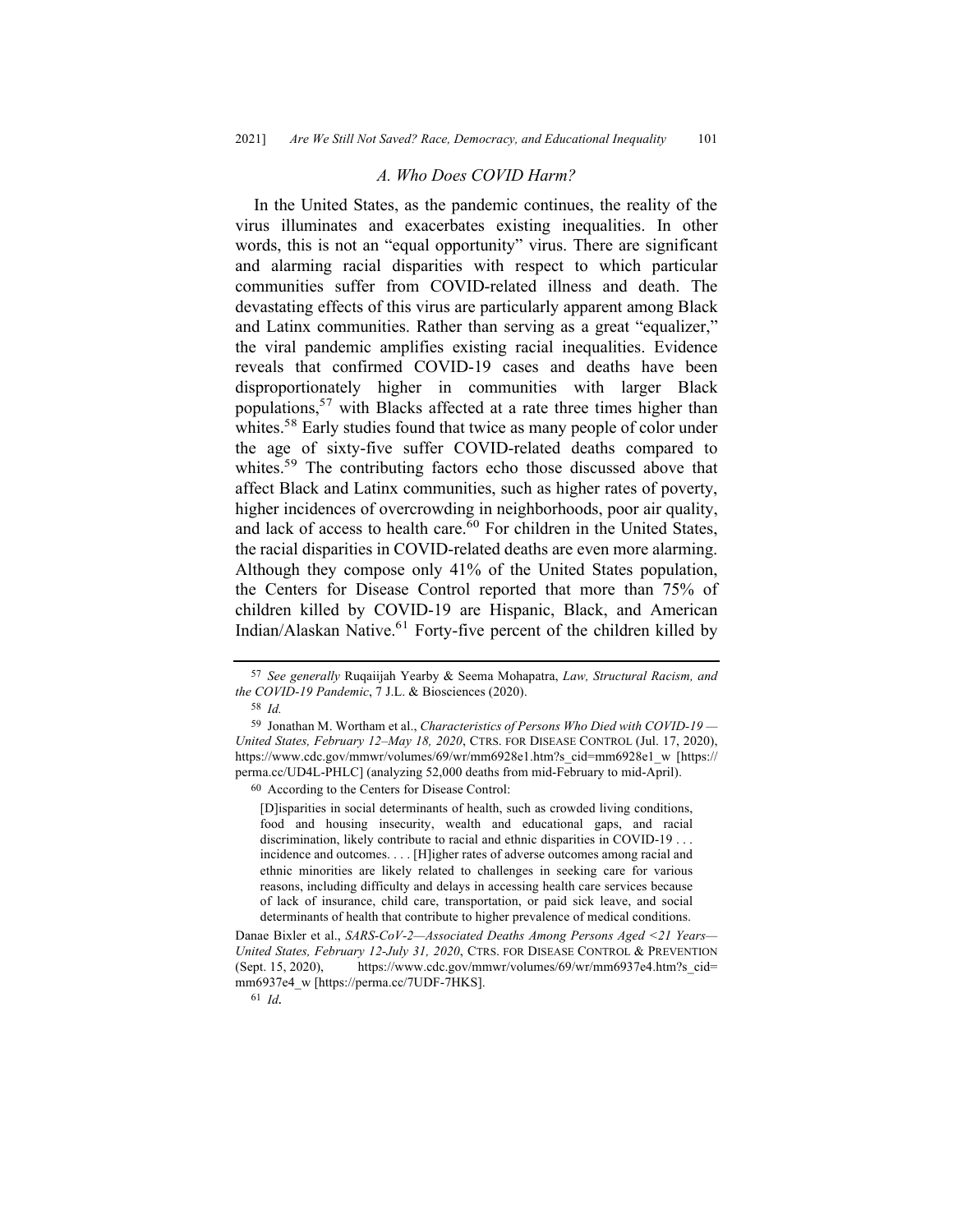### *A. Who Does COVID Harm?*

In the United States, as the pandemic continues, the reality of the virus illuminates and exacerbates existing inequalities. In other words, this is not an "equal opportunity" virus. There are significant and alarming racial disparities with respect to which particular communities suffer from COVID-related illness and death. The devastating effects of this virus are particularly apparent among Black and Latinx communities. Rather than serving as a great "equalizer," the viral pandemic amplifies existing racial inequalities. Evidence reveals that confirmed COVID-19 cases and deaths have been disproportionately higher in communities with larger Black populations,[57] with Blacks affected at a rate three times higher than whites.[58] Early studies found that twice as many people of color under the age of sixty-five suffer COVID-related deaths compared to whites.[59] The contributing factors echo those discussed above that affect Black and Latinx communities, such as higher rates of poverty, higher incidences of overcrowding in neighborhoods, poor air quality, and lack of access to health care.[60] For children in the United States, the racial disparities in COVID-related deaths are even more alarming. Although they compose only 41% of the United States population, the Centers for Disease Control reported that more than 75% of children killed by COVID-19 are Hispanic, Black, and American Indian/Alaskan Native.[61] Forty-five percent of the children killed by

---

[57] *See generally* Ruqaiijah Yearby & Seema Mohapatra, *Law, Structural Racism, and the COVID-19 Pandemic*, 7 J.L. & Biosciences (2020).

[58] *Id.*

[59] Jonathan M. Wortham et al., *Characteristics of Persons Who Died with COVID-19 — United States, February 12–May 18, 2020*, CTRS. FOR DISEASE CONTROL (Jul. 17, 2020), https://www.cdc.gov/mmwr/volumes/69/wr/mm6928e1.htm?s_cid=mm6928e1_w [https://perma.cc/UD4L-PHLC] (analyzing 52,000 deaths from mid-February to mid-April).

[60] According to the Centers for Disease Control:

> [D]isparities in social determinants of health, such as crowded living conditions, food and housing insecurity, wealth and educational gaps, and racial discrimination, likely contribute to racial and ethnic disparities in COVID-19 . . . incidence and outcomes. . . . [H]igher rates of adverse outcomes among racial and ethnic minorities are likely related to challenges in seeking care for various reasons, including difficulty and delays in accessing health care services because of lack of insurance, child care, transportation, or paid sick leave, and social determinants of health that contribute to higher prevalence of medical conditions.

Danae Bixler et al., *SARS-CoV-2—Associated Deaths Among Persons Aged <21 Years—United States, February 12-July 31, 2020*, CTRS. FOR DISEASE CONTROL & PREVENTION (Sept. 15, 2020), https://www.cdc.gov/mmwr/volumes/69/wr/mm6937e4.htm?s_cid=mm6937e4_w [https://perma.cc/7UDF-7HKS].

[61] *Id*.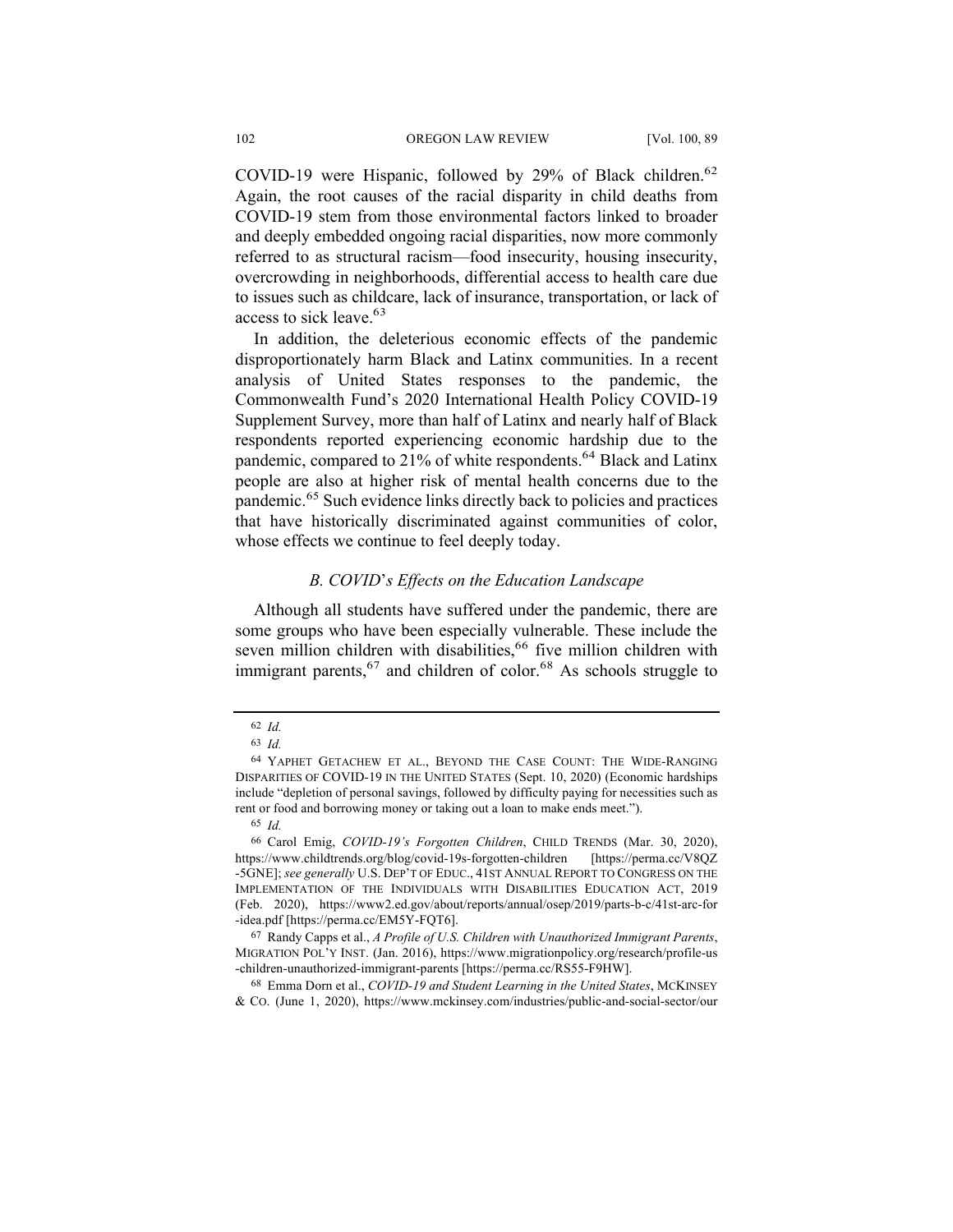COVID-19 were Hispanic, followed by 29% of Black children.[62] Again, the root causes of the racial disparity in child deaths from COVID-19 stem from those environmental factors linked to broader and deeply embedded ongoing racial disparities, now more commonly referred to as structural racism—food insecurity, housing insecurity, overcrowding in neighborhoods, differential access to health care due to issues such as childcare, lack of insurance, transportation, or lack of access to sick leave.[63]

In addition, the deleterious economic effects of the pandemic disproportionately harm Black and Latinx communities. In a recent analysis of United States responses to the pandemic, the Commonwealth Fund's 2020 International Health Policy COVID-19 Supplement Survey, more than half of Latinx and nearly half of Black respondents reported experiencing economic hardship due to the pandemic, compared to 21% of white respondents.[64] Black and Latinx people are also at higher risk of mental health concerns due to the pandemic.[65] Such evidence links directly back to policies and practices that have historically discriminated against communities of color, whose effects we continue to feel deeply today.

### *B. COVID's Effects on the Education Landscape*

Although all students have suffered under the pandemic, there are some groups who have been especially vulnerable. These include the seven million children with disabilities,[66] five million children with immigrant parents,[67] and children of color.[68] As schools struggle to

---

62 *Id.*

63 *Id.*

64 YAPHET GETACHEW ET AL., BEYOND THE CASE COUNT: THE WIDE-RANGING DISPARITIES OF COVID-19 IN THE UNITED STATES (Sept. 10, 2020) (Economic hardships include "depletion of personal savings, followed by difficulty paying for necessities such as rent or food and borrowing money or taking out a loan to make ends meet.").

65 *Id.*

66 Carol Emig, *COVID-19's Forgotten Children*, CHILD TRENDS (Mar. 30, 2020), https://www.childtrends.org/blog/covid-19s-forgotten-children [https://perma.cc/V8QZ-5GNE]; *see generally* U.S. DEP'T OF EDUC., 41ST ANNUAL REPORT TO CONGRESS ON THE IMPLEMENTATION OF THE INDIVIDUALS WITH DISABILITIES EDUCATION ACT, 2019 (Feb. 2020), https://www2.ed.gov/about/reports/annual/osep/2019/parts-b-c/41st-arc-for-idea.pdf [https://perma.cc/EM5Y-FQT6].

67 Randy Capps et al., *A Profile of U.S. Children with Unauthorized Immigrant Parents*, MIGRATION POL'Y INST. (Jan. 2016), https://www.migrationpolicy.org/research/profile-us-children-unauthorized-immigrant-parents [https://perma.cc/RS55-F9HW].

68 Emma Dorn et al., *COVID-19 and Student Learning in the United States*, MCKINSEY & CO. (June 1, 2020), https://www.mckinsey.com/industries/public-and-social-sector/our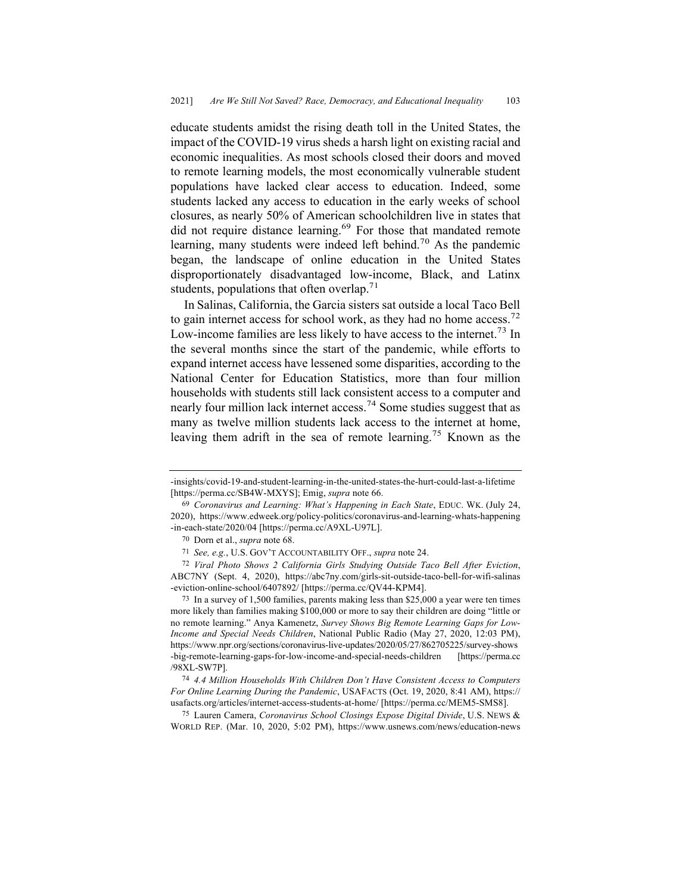educate students amidst the rising death toll in the United States, the impact of the COVID-19 virus sheds a harsh light on existing racial and economic inequalities. As most schools closed their doors and moved to remote learning models, the most economically vulnerable student populations have lacked clear access to education. Indeed, some students lacked any access to education in the early weeks of school closures, as nearly 50% of American schoolchildren live in states that did not require distance learning.[69] For those that mandated remote learning, many students were indeed left behind.[70] As the pandemic began, the landscape of online education in the United States disproportionately disadvantaged low-income, Black, and Latinx students, populations that often overlap.[71]

In Salinas, California, the Garcia sisters sat outside a local Taco Bell to gain internet access for school work, as they had no home access.[72] Low-income families are less likely to have access to the internet.[73] In the several months since the start of the pandemic, while efforts to expand internet access have lessened some disparities, according to the National Center for Education Statistics, more than four million households with students still lack consistent access to a computer and nearly four million lack internet access.[74] Some studies suggest that as many as twelve million students lack access to the internet at home, leaving them adrift in the sea of remote learning.[75] Known as the

---

-insights/covid-19-and-student-learning-in-the-united-states-the-hurt-could-last-a-lifetime [https://perma.cc/SB4W-MXYS]; Emig, *supra* note 66.

69 *Coronavirus and Learning: What's Happening in Each State*, EDUC. WK. (July 24, 2020), https://www.edweek.org/policy-politics/coronavirus-and-learning-whats-happening-in-each-state/2020/04 [https://perma.cc/A9XL-U97L].

70 Dorn et al., *supra* note 68.

71 *See, e.g.*, U.S. GOV'T ACCOUNTABILITY OFF., *supra* note 24.

72 *Viral Photo Shows 2 California Girls Studying Outside Taco Bell After Eviction*, ABC7NY (Sept. 4, 2020), https://abc7ny.com/girls-sit-outside-taco-bell-for-wifi-salinas-eviction-online-school/6407892/ [https://perma.cc/QV44-KPM4].

73 In a survey of 1,500 families, parents making less than $25,000 a year were ten times more likely than families making $100,000 or more to say their children are doing "little or no remote learning." Anya Kamenetz, *Survey Shows Big Remote Learning Gaps for Low-Income and Special Needs Children*, National Public Radio (May 27, 2020, 12:03 PM), https://www.npr.org/sections/coronavirus-live-updates/2020/05/27/862705225/survey-shows-big-remote-learning-gaps-for-low-income-and-special-needs-children [https://perma.cc/98XL-SW7P].

74 *4.4 Million Households With Children Don't Have Consistent Access to Computers For Online Learning During the Pandemic*, USAFACTS (Oct. 19, 2020, 8:41 AM), https://usafacts.org/articles/internet-access-students-at-home/ [https://perma.cc/MEM5-SMS8].

75 Lauren Camera, *Coronavirus School Closings Expose Digital Divide*, U.S. NEWS & WORLD REP. (Mar. 10, 2020, 5:02 PM), https://www.usnews.com/news/education-news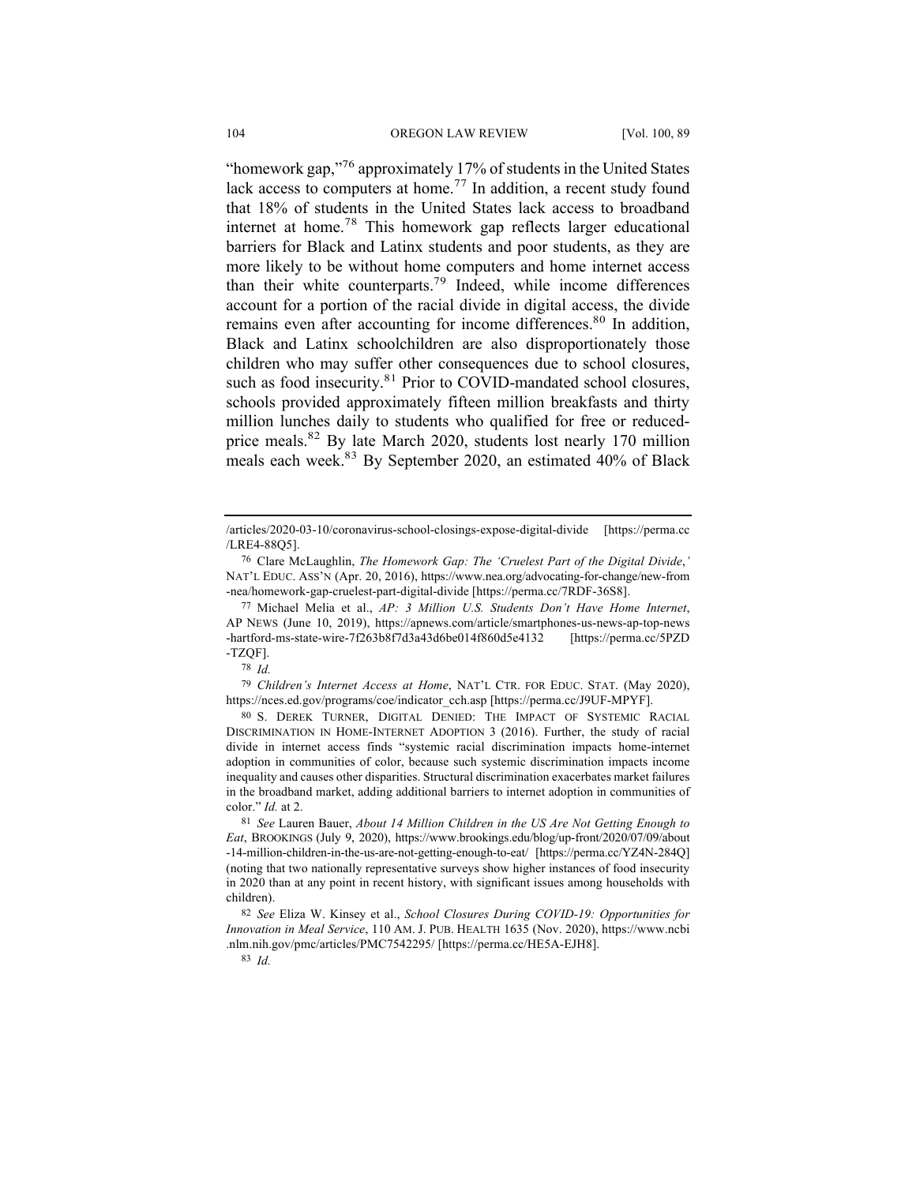"homework gap,"[76] approximately 17% of students in the United States lack access to computers at home.[77] In addition, a recent study found that 18% of students in the United States lack access to broadband internet at home.[78] This homework gap reflects larger educational barriers for Black and Latinx students and poor students, as they are more likely to be without home computers and home internet access than their white counterparts.[79] Indeed, while income differences account for a portion of the racial divide in digital access, the divide remains even after accounting for income differences.[80] In addition, Black and Latinx schoolchildren are also disproportionately those children who may suffer other consequences due to school closures, such as food insecurity.[81] Prior to COVID-mandated school closures, schools provided approximately fifteen million breakfasts and thirty million lunches daily to students who qualified for free or reduced-price meals.[82] By late March 2020, students lost nearly 170 million meals each week.[83] By September 2020, an estimated 40% of Black

---

/articles/2020-03-10/coronavirus-school-closings-expose-digital-divide [https://perma.cc/LRE4-88Q5].

76 Clare McLaughlin, *The Homework Gap: The 'Cruelest Part of the Digital Divide*,' NAT'L EDUC. ASS'N (Apr. 20, 2016), https://www.nea.org/advocating-for-change/new-from-nea/homework-gap-cruelest-part-digital-divide [https://perma.cc/7RDF-36S8].

77 Michael Melia et al., *AP: 3 Million U.S. Students Don't Have Home Internet*, AP NEWS (June 10, 2019), https://apnews.com/article/smartphones-us-news-ap-top-news-hartford-ms-state-wire-7f263b8f7d3a43d6be014f860d5e4132 [https://perma.cc/5PZD-TZQF].

78 *Id.*

79 *Children's Internet Access at Home*, NAT'L CTR. FOR EDUC. STAT. (May 2020), https://nces.ed.gov/programs/coe/indicator_cch.asp [https://perma.cc/J9UF-MPYF].

80 S. DEREK TURNER, DIGITAL DENIED: THE IMPACT OF SYSTEMIC RACIAL DISCRIMINATION IN HOME-INTERNET ADOPTION 3 (2016). Further, the study of racial divide in internet access finds "systemic racial discrimination impacts home-internet adoption in communities of color, because such systemic discrimination impacts income inequality and causes other disparities. Structural discrimination exacerbates market failures in the broadband market, adding additional barriers to internet adoption in communities of color." *Id.* at 2.

81 *See* Lauren Bauer, *About 14 Million Children in the US Are Not Getting Enough to Eat*, BROOKINGS (July 9, 2020), https://www.brookings.edu/blog/up-front/2020/07/09/about-14-million-children-in-the-us-are-not-getting-enough-to-eat/ [https://perma.cc/YZ4N-284Q] (noting that two nationally representative surveys show higher instances of food insecurity in 2020 than at any point in recent history, with significant issues among households with children).

82 *See* Eliza W. Kinsey et al., *School Closures During COVID-19: Opportunities for Innovation in Meal Service*, 110 AM. J. PUB. HEALTH 1635 (Nov. 2020), https://www.ncbi.nlm.nih.gov/pmc/articles/PMC7542295/ [https://perma.cc/HE5A-EJH8].

83 *Id.*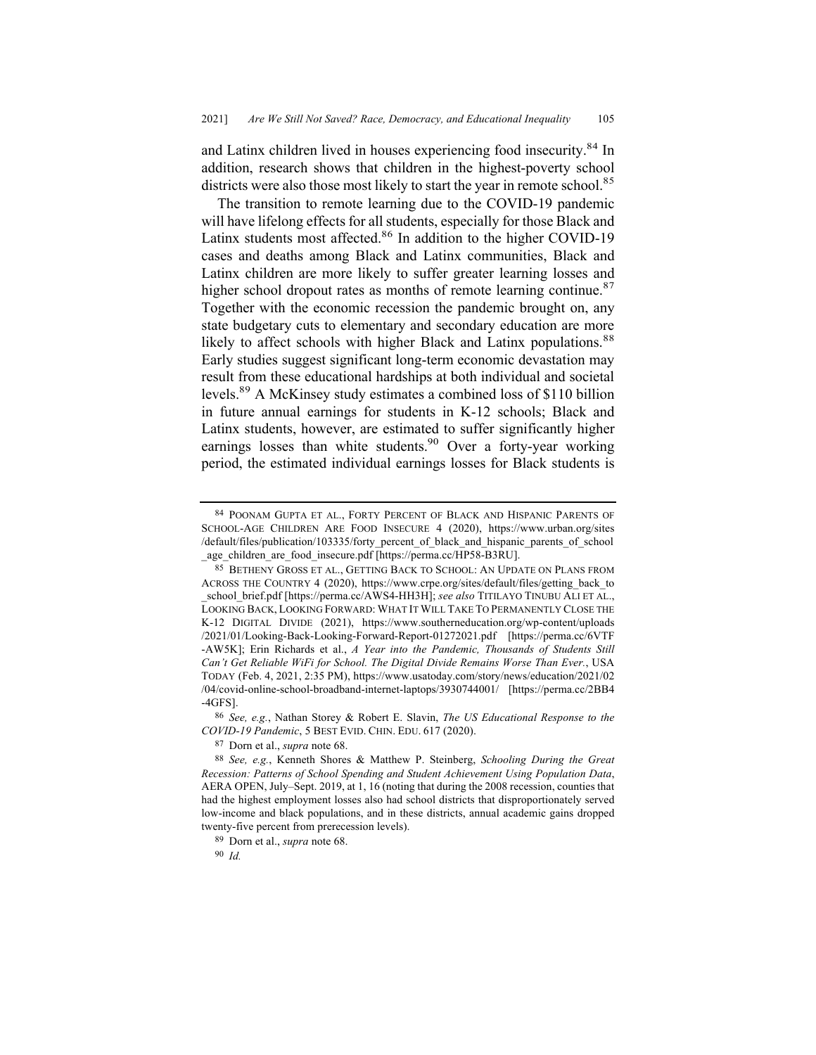and Latinx children lived in houses experiencing food insecurity.[84] In addition, research shows that children in the highest-poverty school districts were also those most likely to start the year in remote school.[85]

The transition to remote learning due to the COVID-19 pandemic will have lifelong effects for all students, especially for those Black and Latinx students most affected.[86] In addition to the higher COVID-19 cases and deaths among Black and Latinx communities, Black and Latinx children are more likely to suffer greater learning losses and higher school dropout rates as months of remote learning continue.[87] Together with the economic recession the pandemic brought on, any state budgetary cuts to elementary and secondary education are more likely to affect schools with higher Black and Latinx populations.[88] Early studies suggest significant long-term economic devastation may result from these educational hardships at both individual and societal levels.[89] A McKinsey study estimates a combined loss of $110 billion in future annual earnings for students in K-12 schools; Black and Latinx students, however, are estimated to suffer significantly higher earnings losses than white students.[90] Over a forty-year working period, the estimated individual earnings losses for Black students is

---

[84] POONAM GUPTA ET AL., FORTY PERCENT OF BLACK AND HISPANIC PARENTS OF SCHOOL-AGE CHILDREN ARE FOOD INSECURE 4 (2020), https://www.urban.org/sites/default/files/publication/103335/forty_percent_of_black_and_hispanic_parents_of_school_age_children_are_food_insecure.pdf [https://perma.cc/HP58-B3RU].

[85] BETHENY GROSS ET AL., GETTING BACK TO SCHOOL: AN UPDATE ON PLANS FROM ACROSS THE COUNTRY 4 (2020), https://www.crpe.org/sites/default/files/getting_back_to_school_brief.pdf [https://perma.cc/AWS4-HH3H]; *see also* TITILAYO TINUBU ALI ET AL., LOOKING BACK, LOOKING FORWARD: WHAT IT WILL TAKE TO PERMANENTLY CLOSE THE K-12 DIGITAL DIVIDE (2021), https://www.southerneducation.org/wp-content/uploads/2021/01/Looking-Back-Looking-Forward-Report-01272021.pdf [https://perma.cc/6VTF-AW5K]; Erin Richards et al., *A Year into the Pandemic, Thousands of Students Still Can't Get Reliable WiFi for School. The Digital Divide Remains Worse Than Ever.*, USA TODAY (Feb. 4, 2021, 2:35 PM), https://www.usatoday.com/story/news/education/2021/02/04/covid-online-school-broadband-internet-laptops/3930744001/ [https://perma.cc/2BB4-4GFS].

[86] *See, e.g.*, Nathan Storey & Robert E. Slavin, *The US Educational Response to the COVID-19 Pandemic*, 5 BEST EVID. CHIN. EDU. 617 (2020).

[87] Dorn et al., *supra* note 68.

[88] *See, e.g.*, Kenneth Shores & Matthew P. Steinberg, *Schooling During the Great Recession: Patterns of School Spending and Student Achievement Using Population Data*, AERA OPEN, July–Sept. 2019, at 1, 16 (noting that during the 2008 recession, counties that had the highest employment losses also had school districts that disproportionately served low-income and black populations, and in these districts, annual academic gains dropped twenty-five percent from prerecession levels).

[89] Dorn et al., *supra* note 68.

[90] *Id.*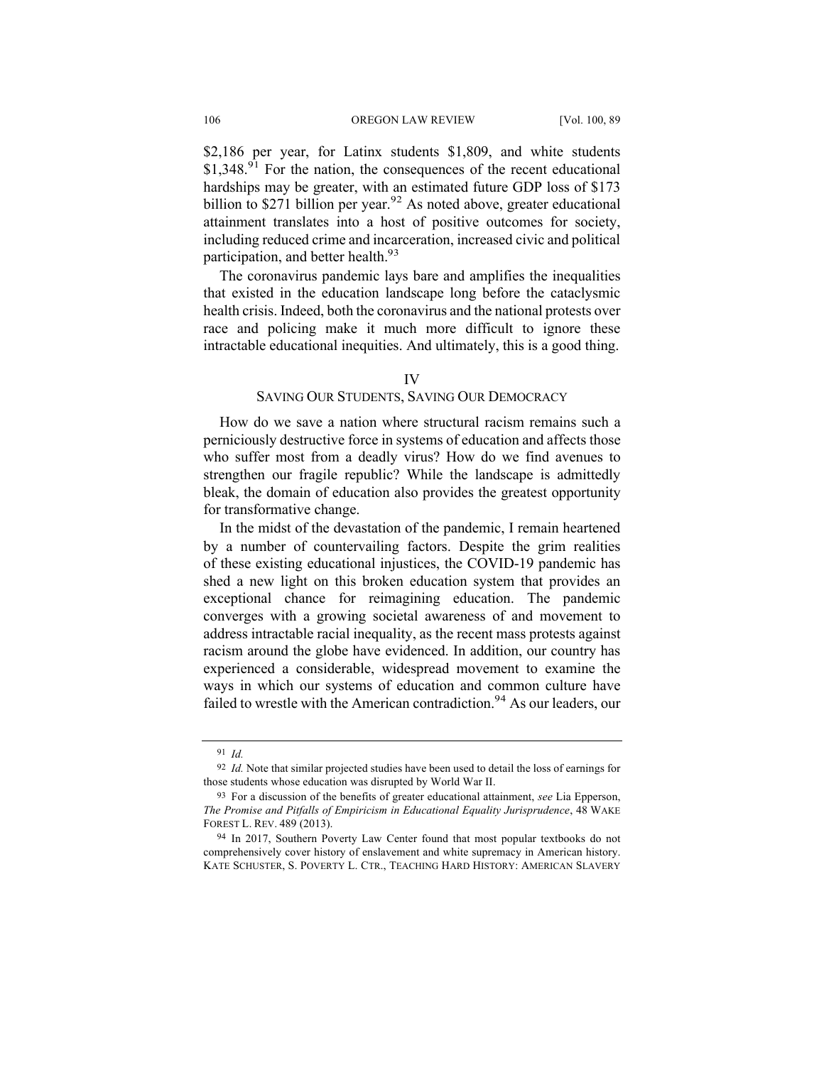$2,186 per year, for Latinx students $1,809, and white students $1,348.[91] For the nation, the consequences of the recent educational hardships may be greater, with an estimated future GDP loss of $173 billion to $271 billion per year.[92] As noted above, greater educational attainment translates into a host of positive outcomes for society, including reduced crime and incarceration, increased civic and political participation, and better health.[93]

The coronavirus pandemic lays bare and amplifies the inequalities that existed in the education landscape long before the cataclysmic health crisis. Indeed, both the coronavirus and the national protests over race and policing make it much more difficult to ignore these intractable educational inequities. And ultimately, this is a good thing.

## IV
## SAVING OUR STUDENTS, SAVING OUR DEMOCRACY

How do we save a nation where structural racism remains such a perniciously destructive force in systems of education and affects those who suffer most from a deadly virus? How do we find avenues to strengthen our fragile republic? While the landscape is admittedly bleak, the domain of education also provides the greatest opportunity for transformative change.

In the midst of the devastation of the pandemic, I remain heartened by a number of countervailing factors. Despite the grim realities of these existing educational injustices, the COVID-19 pandemic has shed a new light on this broken education system that provides an exceptional chance for reimagining education. The pandemic converges with a growing societal awareness of and movement to address intractable racial inequality, as the recent mass protests against racism around the globe have evidenced. In addition, our country has experienced a considerable, widespread movement to examine the ways in which our systems of education and common culture have failed to wrestle with the American contradiction.[94] As our leaders, our

---

[91] *Id.*

[92] *Id.* Note that similar projected studies have been used to detail the loss of earnings for those students whose education was disrupted by World War II.

[93] For a discussion of the benefits of greater educational attainment, *see* Lia Epperson, *The Promise and Pitfalls of Empiricism in Educational Equality Jurisprudence*, 48 WAKE FOREST L. REV. 489 (2013).

[94] In 2017, Southern Poverty Law Center found that most popular textbooks do not comprehensively cover history of enslavement and white supremacy in American history. KATE SCHUSTER, S. POVERTY L. CTR., TEACHING HARD HISTORY: AMERICAN SLAVERY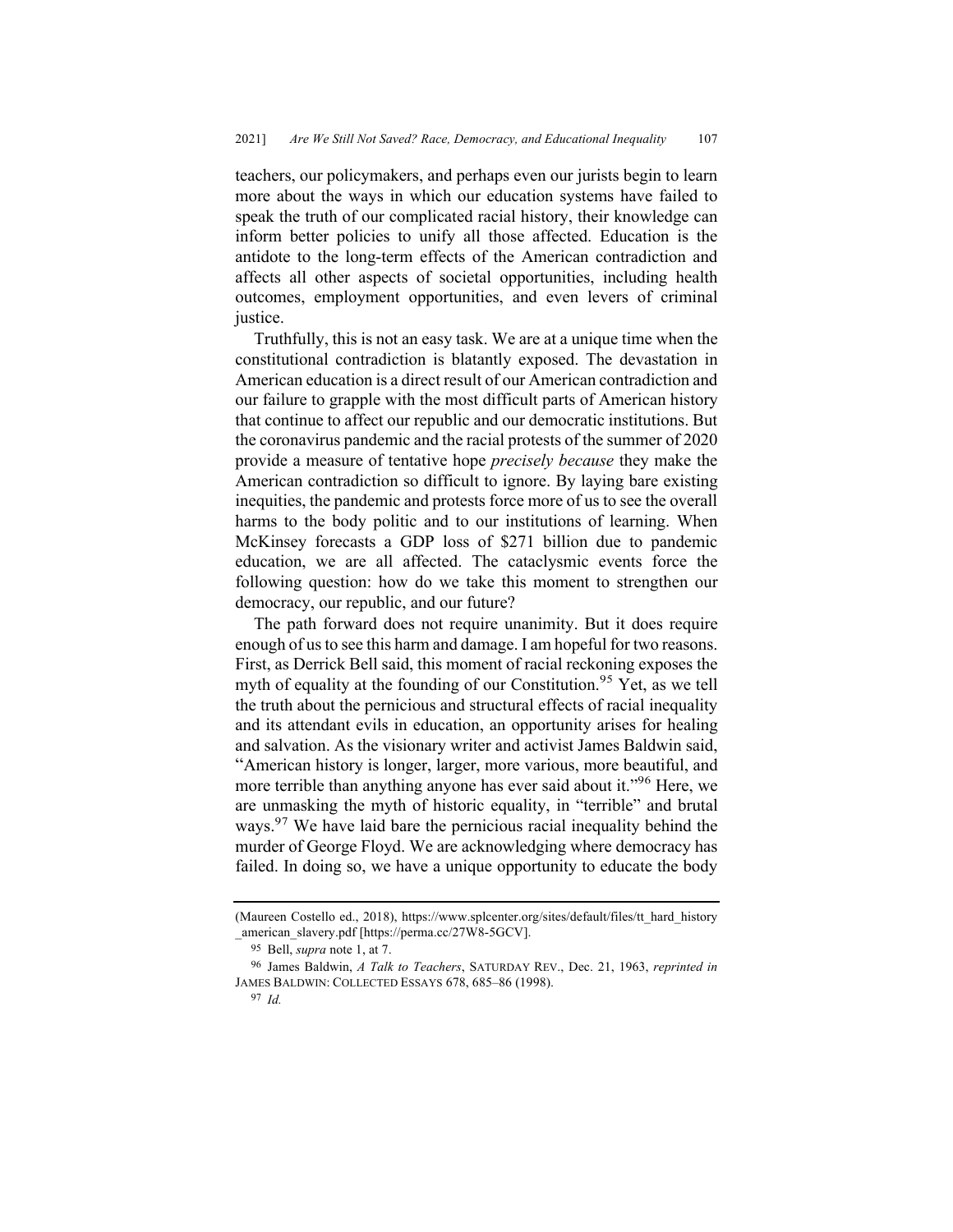teachers, our policymakers, and perhaps even our jurists begin to learn more about the ways in which our education systems have failed to speak the truth of our complicated racial history, their knowledge can inform better policies to unify all those affected. Education is the antidote to the long-term effects of the American contradiction and affects all other aspects of societal opportunities, including health outcomes, employment opportunities, and even levers of criminal justice.

Truthfully, this is not an easy task. We are at a unique time when the constitutional contradiction is blatantly exposed. The devastation in American education is a direct result of our American contradiction and our failure to grapple with the most difficult parts of American history that continue to affect our republic and our democratic institutions. But the coronavirus pandemic and the racial protests of the summer of 2020 provide a measure of tentative hope *precisely because* they make the American contradiction so difficult to ignore. By laying bare existing inequities, the pandemic and protests force more of us to see the overall harms to the body politic and to our institutions of learning. When McKinsey forecasts a GDP loss of $271 billion due to pandemic education, we are all affected. The cataclysmic events force the following question: how do we take this moment to strengthen our democracy, our republic, and our future?

The path forward does not require unanimity. But it does require enough of us to see this harm and damage. I am hopeful for two reasons. First, as Derrick Bell said, this moment of racial reckoning exposes the myth of equality at the founding of our Constitution.[95] Yet, as we tell the truth about the pernicious and structural effects of racial inequality and its attendant evils in education, an opportunity arises for healing and salvation. As the visionary writer and activist James Baldwin said, "American history is longer, larger, more various, more beautiful, and more terrible than anything anyone has ever said about it."[96] Here, we are unmasking the myth of historic equality, in "terrible" and brutal ways.[97] We have laid bare the pernicious racial inequality behind the murder of George Floyd. We are acknowledging where democracy has failed. In doing so, we have a unique opportunity to educate the body

---

(Maureen Costello ed., 2018), https://www.splcenter.org/sites/default/files/tt_hard_history_american_slavery.pdf [https://perma.cc/27W8-5GCV].

[95] Bell, *supra* note 1, at 7.

[96] James Baldwin, *A Talk to Teachers*, SATURDAY REV., Dec. 21, 1963, *reprinted in* JAMES BALDWIN: COLLECTED ESSAYS 678, 685–86 (1998).

[97] *Id.*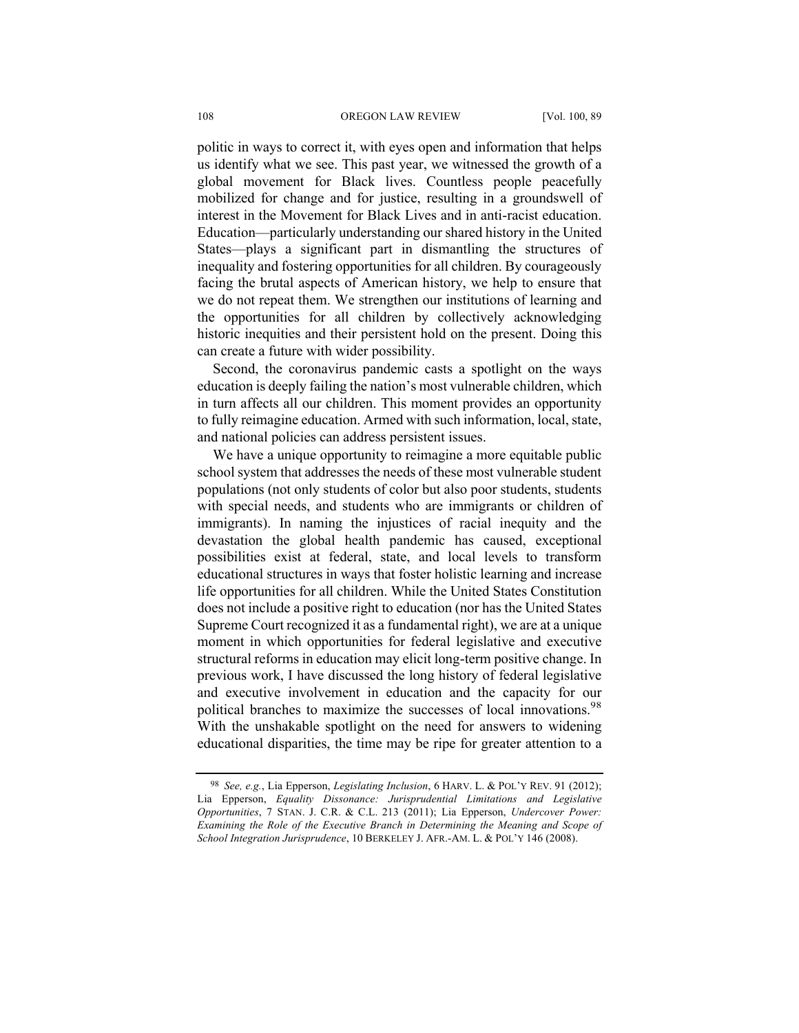politic in ways to correct it, with eyes open and information that helps us identify what we see. This past year, we witnessed the growth of a global movement for Black lives. Countless people peacefully mobilized for change and for justice, resulting in a groundswell of interest in the Movement for Black Lives and in anti-racist education. Education—particularly understanding our shared history in the United States—plays a significant part in dismantling the structures of inequality and fostering opportunities for all children. By courageously facing the brutal aspects of American history, we help to ensure that we do not repeat them. We strengthen our institutions of learning and the opportunities for all children by collectively acknowledging historic inequities and their persistent hold on the present. Doing this can create a future with wider possibility.

Second, the coronavirus pandemic casts a spotlight on the ways education is deeply failing the nation's most vulnerable children, which in turn affects all our children. This moment provides an opportunity to fully reimagine education. Armed with such information, local, state, and national policies can address persistent issues.

We have a unique opportunity to reimagine a more equitable public school system that addresses the needs of these most vulnerable student populations (not only students of color but also poor students, students with special needs, and students who are immigrants or children of immigrants). In naming the injustices of racial inequity and the devastation the global health pandemic has caused, exceptional possibilities exist at federal, state, and local levels to transform educational structures in ways that foster holistic learning and increase life opportunities for all children. While the United States Constitution does not include a positive right to education (nor has the United States Supreme Court recognized it as a fundamental right), we are at a unique moment in which opportunities for federal legislative and executive structural reforms in education may elicit long-term positive change. In previous work, I have discussed the long history of federal legislative and executive involvement in education and the capacity for our political branches to maximize the successes of local innovations.[98] With the unshakable spotlight on the need for answers to widening educational disparities, the time may be ripe for greater attention to a

---

[98] *See, e.g.*, Lia Epperson, *Legislating Inclusion*, 6 HARV. L. & POL'Y REV. 91 (2012); Lia Epperson, *Equality Dissonance: Jurisprudential Limitations and Legislative Opportunities*, 7 STAN. J. C.R. & C.L. 213 (2011); Lia Epperson, *Undercover Power: Examining the Role of the Executive Branch in Determining the Meaning and Scope of School Integration Jurisprudence*, 10 BERKELEY J. AFR.-AM. L. & POL'Y 146 (2008).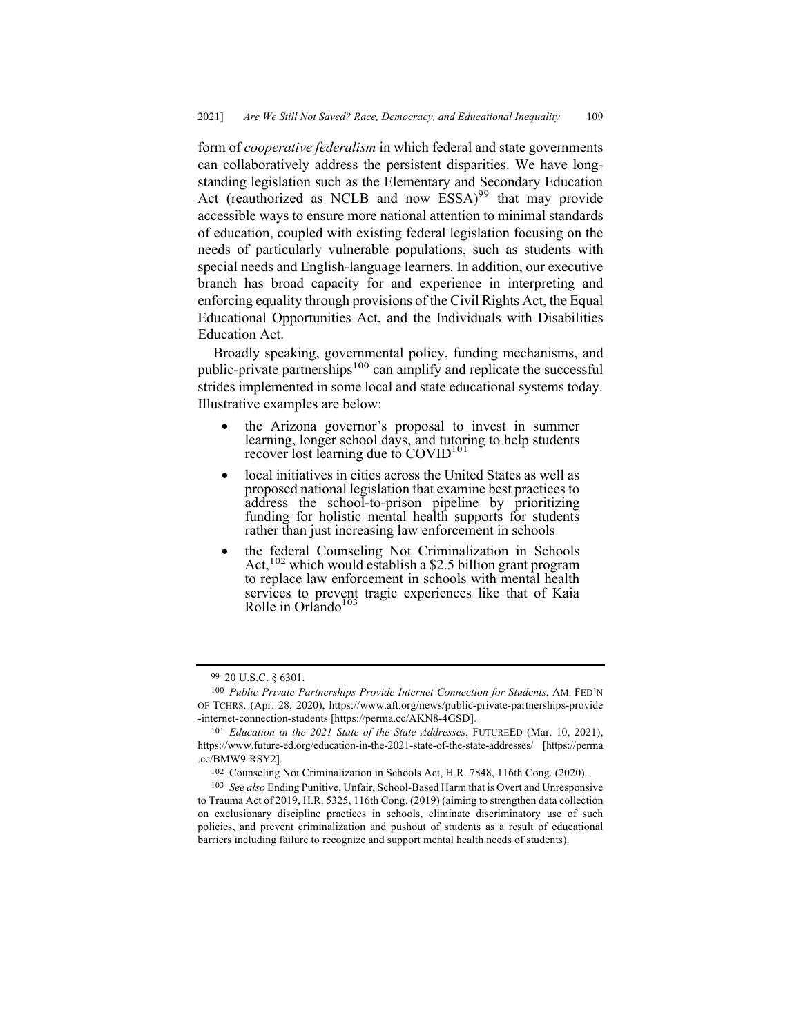form of *cooperative federalism* in which federal and state governments can collaboratively address the persistent disparities. We have long-standing legislation such as the Elementary and Secondary Education Act (reauthorized as NCLB and now ESSA)[99] that may provide accessible ways to ensure more national attention to minimal standards of education, coupled with existing federal legislation focusing on the needs of particularly vulnerable populations, such as students with special needs and English-language learners. In addition, our executive branch has broad capacity for and experience in interpreting and enforcing equality through provisions of the Civil Rights Act, the Equal Educational Opportunities Act, and the Individuals with Disabilities Education Act.

Broadly speaking, governmental policy, funding mechanisms, and public-private partnerships[100] can amplify and replicate the successful strides implemented in some local and state educational systems today. Illustrative examples are below:

- the Arizona governor's proposal to invest in summer learning, longer school days, and tutoring to help students recover lost learning due to COVID[101]
- local initiatives in cities across the United States as well as proposed national legislation that examine best practices to address the school-to-prison pipeline by prioritizing funding for holistic mental health supports for students rather than just increasing law enforcement in schools
- the federal Counseling Not Criminalization in Schools Act,[102] which would establish a $2.5 billion grant program to replace law enforcement in schools with mental health services to prevent tragic experiences like that of Kaia Rolle in Orlando[103]

---

[99] 20 U.S.C. § 6301.

[100] *Public-Private Partnerships Provide Internet Connection for Students*, AM. FED'N OF TCHRS. (Apr. 28, 2020), https://www.aft.org/news/public-private-partnerships-provide-internet-connection-students [https://perma.cc/AKN8-4GSD].

[101] *Education in the 2021 State of the State Addresses*, FUTUREED (Mar. 10, 2021), https://www.future-ed.org/education-in-the-2021-state-of-the-state-addresses/ [https://perma.cc/BMW9-RSY2].

[102] Counseling Not Criminalization in Schools Act, H.R. 7848, 116th Cong. (2020).

[103] *See also* Ending Punitive, Unfair, School-Based Harm that is Overt and Unresponsive to Trauma Act of 2019, H.R. 5325, 116th Cong. (2019) (aiming to strengthen data collection on exclusionary discipline practices in schools, eliminate discriminatory use of such policies, and prevent criminalization and pushout of students as a result of educational barriers including failure to recognize and support mental health needs of students).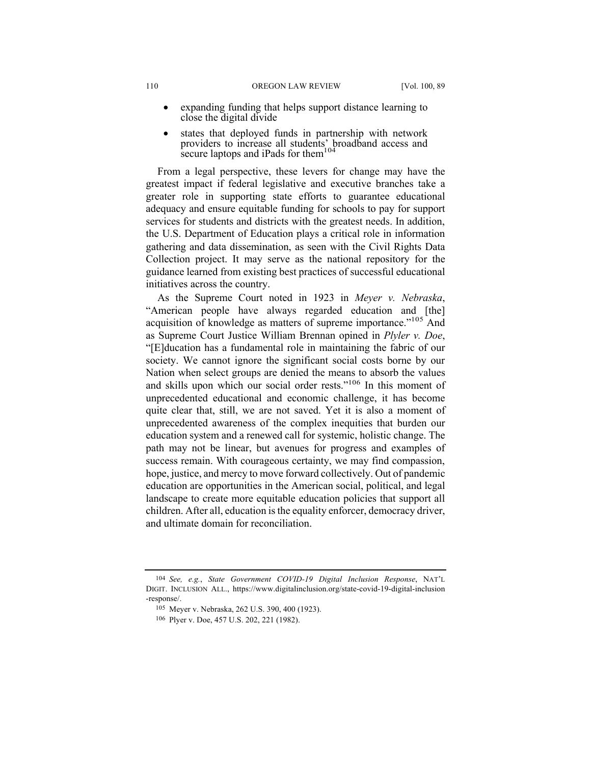- expanding funding that helps support distance learning to close the digital divide
- states that deployed funds in partnership with network providers to increase all students' broadband access and secure laptops and iPads for them[104]

From a legal perspective, these levers for change may have the greatest impact if federal legislative and executive branches take a greater role in supporting state efforts to guarantee educational adequacy and ensure equitable funding for schools to pay for support services for students and districts with the greatest needs. In addition, the U.S. Department of Education plays a critical role in information gathering and data dissemination, as seen with the Civil Rights Data Collection project. It may serve as the national repository for the guidance learned from existing best practices of successful educational initiatives across the country.

As the Supreme Court noted in 1923 in *Meyer v. Nebraska*, "American people have always regarded education and [the] acquisition of knowledge as matters of supreme importance."[105] And as Supreme Court Justice William Brennan opined in *Plyler v. Doe*, "[E]ducation has a fundamental role in maintaining the fabric of our society. We cannot ignore the significant social costs borne by our Nation when select groups are denied the means to absorb the values and skills upon which our social order rests."[106] In this moment of unprecedented educational and economic challenge, it has become quite clear that, still, we are not saved. Yet it is also a moment of unprecedented awareness of the complex inequities that burden our education system and a renewed call for systemic, holistic change. The path may not be linear, but avenues for progress and examples of success remain. With courageous certainty, we may find compassion, hope, justice, and mercy to move forward collectively. Out of pandemic education are opportunities in the American social, political, and legal landscape to create more equitable education policies that support all children. After all, education is the equality enforcer, democracy driver, and ultimate domain for reconciliation.

---

[104] *See, e.g.*, *State Government COVID-19 Digital Inclusion Response*, NAT'L DIGIT. INCLUSION ALL., https://www.digitalinclusion.org/state-covid-19-digital-inclusion-response/.

[105] Meyer v. Nebraska, 262 U.S. 390, 400 (1923).

[106] Plyer v. Doe, 457 U.S. 202, 221 (1982).